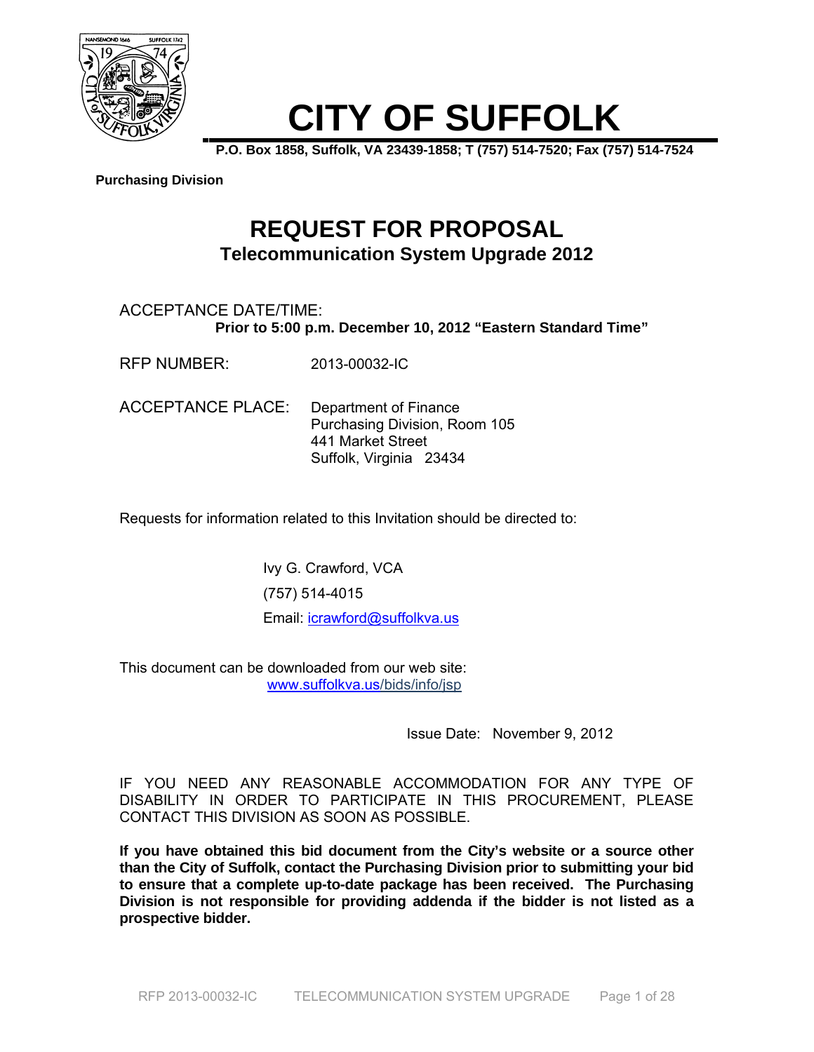# CITY OF SUFFOLK

**P.O. Box 1858, Suffolk, VA 23439-1858; T (757) 514-7520; Fax (757) 514-7524**

**Purchasing Division**

## REQUEST FOR PROPOSAL

### Telecommunication System Upgrade 2012

ACCEPTANCE DATE/TIME:
**Prior to 5:00 p.m. December 10, 2012 "Eastern Standard Time"**

RFP NUMBER: 2013-00032-IC

ACCEPTANCE PLACE: Department of Finance
Purchasing Division, Room 105
441 Market Street
Suffolk, Virginia 23434

Requests for information related to this Invitation should be directed to:

Ivy G. Crawford, VCA
(757) 514-4015
Email: icrawford@suffolkva.us

This document can be downloaded from our web site:
www.suffolkva.us/bids/info/jsp

Issue Date: November 9, 2012

IF YOU NEED ANY REASONABLE ACCOMMODATION FOR ANY TYPE OF DISABILITY IN ORDER TO PARTICIPATE IN THIS PROCUREMENT, PLEASE CONTACT THIS DIVISION AS SOON AS POSSIBLE.

**If you have obtained this bid document from the City's website or a source other than the City of Suffolk, contact the Purchasing Division prior to submitting your bid to ensure that a complete up-to-date package has been received. The Purchasing Division is not responsible for providing addenda if the bidder is not listed as a prospective bidder.**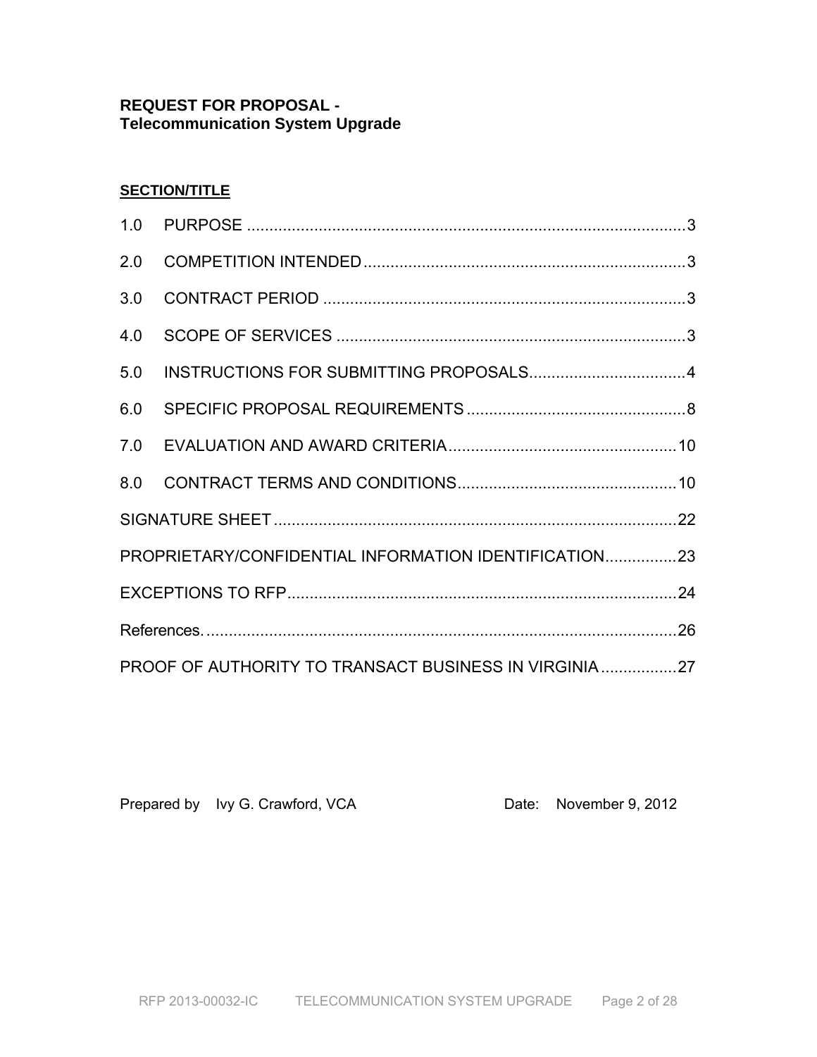**REQUEST FOR PROPOSAL -**
**Telecommunication System Upgrade**

**SECTION/TITLE**

| | | |
|---|---|---|
| 1.0 | PURPOSE | 3 |
| 2.0 | COMPETITION INTENDED | 3 |
| 3.0 | CONTRACT PERIOD | 3 |
| 4.0 | SCOPE OF SERVICES | 3 |
| 5.0 | INSTRUCTIONS FOR SUBMITTING PROPOSALS | 4 |
| 6.0 | SPECIFIC PROPOSAL REQUIREMENTS | 8 |
| 7.0 | EVALUATION AND AWARD CRITERIA | 10 |
| 8.0 | CONTRACT TERMS AND CONDITIONS | 10 |
| | SIGNATURE SHEET | 22 |
| | PROPRIETARY/CONFIDENTIAL INFORMATION IDENTIFICATION | 23 |
| | EXCEPTIONS TO RFP | 24 |
| | References. | 26 |
| | PROOF OF AUTHORITY TO TRANSACT BUSINESS IN VIRGINIA | 27 |

Prepared by Ivy G. Crawford, VCA     Date: November 9, 2012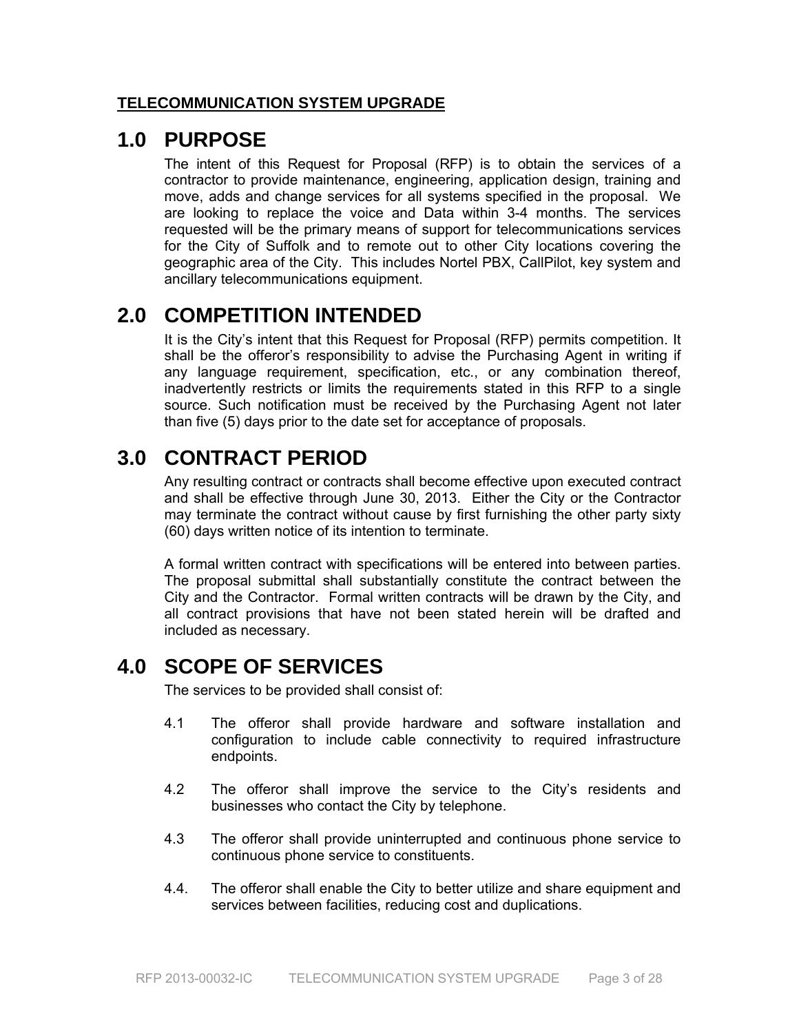**TELECOMMUNICATION SYSTEM UPGRADE**

# 1.0 PURPOSE

The intent of this Request for Proposal (RFP) is to obtain the services of a contractor to provide maintenance, engineering, application design, training and move, adds and change services for all systems specified in the proposal. We are looking to replace the voice and Data within 3-4 months. The services requested will be the primary means of support for telecommunications services for the City of Suffolk and to remote out to other City locations covering the geographic area of the City. This includes Nortel PBX, CallPilot, key system and ancillary telecommunications equipment.

# 2.0 COMPETITION INTENDED

It is the City's intent that this Request for Proposal (RFP) permits competition. It shall be the offeror's responsibility to advise the Purchasing Agent in writing if any language requirement, specification, etc., or any combination thereof, inadvertently restricts or limits the requirements stated in this RFP to a single source. Such notification must be received by the Purchasing Agent not later than five (5) days prior to the date set for acceptance of proposals.

# 3.0 CONTRACT PERIOD

Any resulting contract or contracts shall become effective upon executed contract and shall be effective through June 30, 2013. Either the City or the Contractor may terminate the contract without cause by first furnishing the other party sixty (60) days written notice of its intention to terminate.

A formal written contract with specifications will be entered into between parties. The proposal submittal shall substantially constitute the contract between the City and the Contractor. Formal written contracts will be drawn by the City, and all contract provisions that have not been stated herein will be drafted and included as necessary.

# 4.0 SCOPE OF SERVICES

The services to be provided shall consist of:

4.1 The offeror shall provide hardware and software installation and configuration to include cable connectivity to required infrastructure endpoints.

4.2 The offeror shall improve the service to the City's residents and businesses who contact the City by telephone.

4.3 The offeror shall provide uninterrupted and continuous phone service to continuous phone service to constituents.

4.4. The offeror shall enable the City to better utilize and share equipment and services between facilities, reducing cost and duplications.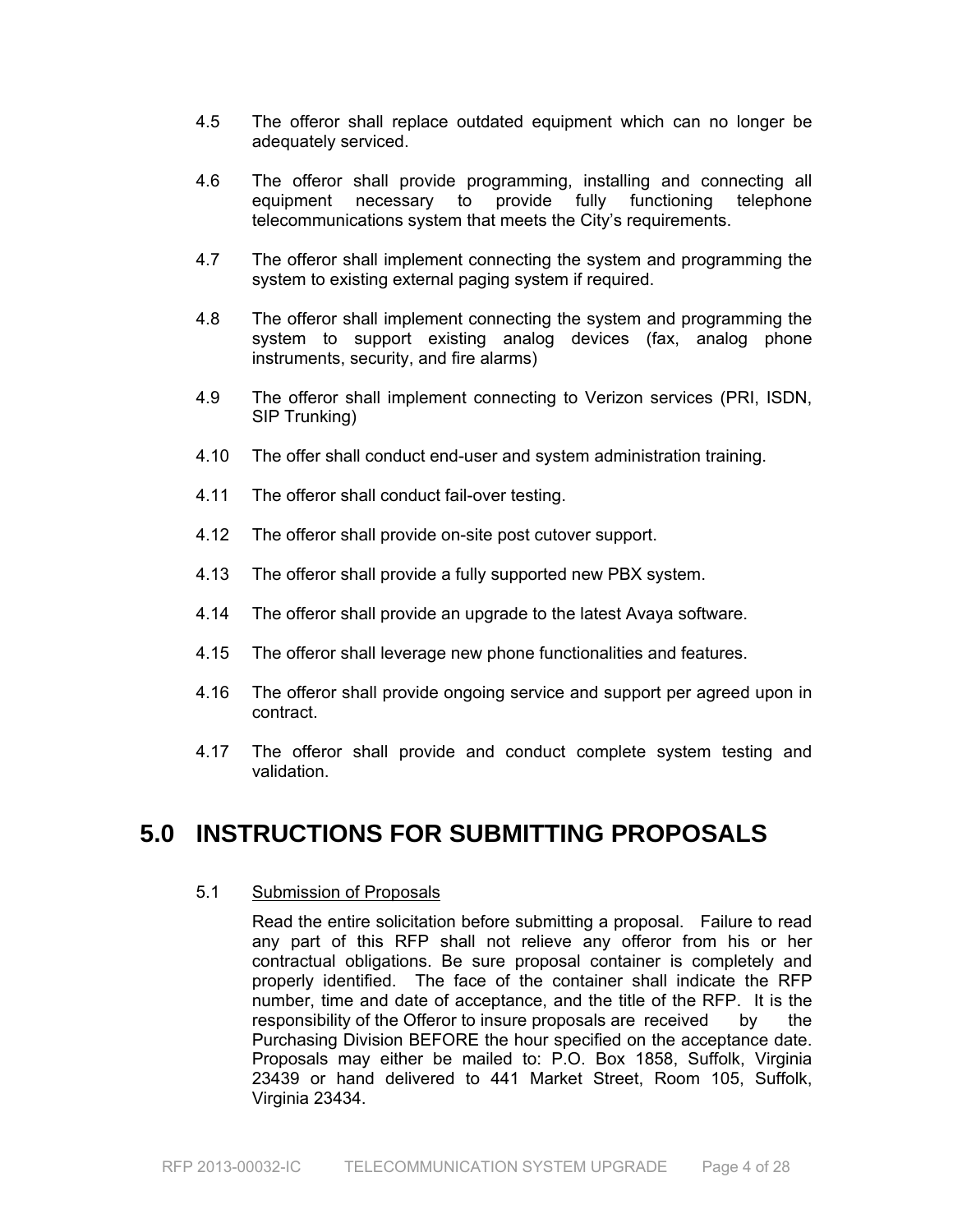4.5 The offeror shall replace outdated equipment which can no longer be adequately serviced.

4.6 The offeror shall provide programming, installing and connecting all equipment necessary to provide fully functioning telephone telecommunications system that meets the City's requirements.

4.7 The offeror shall implement connecting the system and programming the system to existing external paging system if required.

4.8 The offeror shall implement connecting the system and programming the system to support existing analog devices (fax, analog phone instruments, security, and fire alarms)

4.9 The offeror shall implement connecting to Verizon services (PRI, ISDN, SIP Trunking)

4.10 The offer shall conduct end-user and system administration training.

4.11 The offeror shall conduct fail-over testing.

4.12 The offeror shall provide on-site post cutover support.

4.13 The offeror shall provide a fully supported new PBX system.

4.14 The offeror shall provide an upgrade to the latest Avaya software.

4.15 The offeror shall leverage new phone functionalities and features.

4.16 The offeror shall provide ongoing service and support per agreed upon in contract.

4.17 The offeror shall provide and conduct complete system testing and validation.

# 5.0 INSTRUCTIONS FOR SUBMITTING PROPOSALS

5.1 Submission of Proposals

Read the entire solicitation before submitting a proposal. Failure to read any part of this RFP shall not relieve any offeror from his or her contractual obligations. Be sure proposal container is completely and properly identified. The face of the container shall indicate the RFP number, time and date of acceptance, and the title of the RFP. It is the responsibility of the Offeror to insure proposals are received by the Purchasing Division BEFORE the hour specified on the acceptance date. Proposals may either be mailed to: P.O. Box 1858, Suffolk, Virginia 23439 or hand delivered to 441 Market Street, Room 105, Suffolk, Virginia 23434.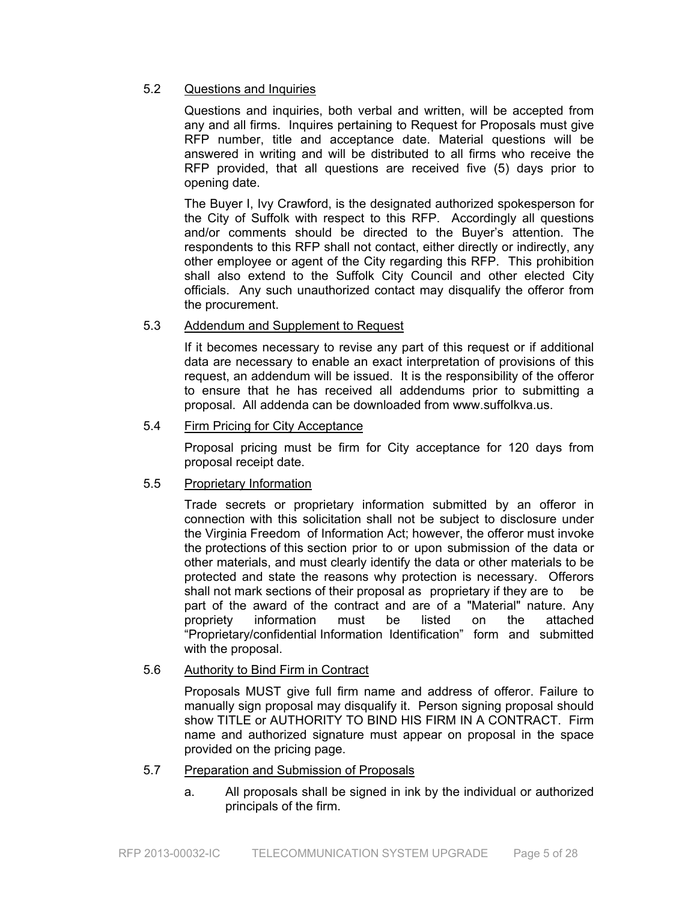### 5.2 Questions and Inquiries

Questions and inquiries, both verbal and written, will be accepted from any and all firms. Inquires pertaining to Request for Proposals must give RFP number, title and acceptance date. Material questions will be answered in writing and will be distributed to all firms who receive the RFP provided, that all questions are received five (5) days prior to opening date.

The Buyer I, Ivy Crawford, is the designated authorized spokesperson for the City of Suffolk with respect to this RFP. Accordingly all questions and/or comments should be directed to the Buyer's attention. The respondents to this RFP shall not contact, either directly or indirectly, any other employee or agent of the City regarding this RFP. This prohibition shall also extend to the Suffolk City Council and other elected City officials. Any such unauthorized contact may disqualify the offeror from the procurement.

### 5.3 Addendum and Supplement to Request

If it becomes necessary to revise any part of this request or if additional data are necessary to enable an exact interpretation of provisions of this request, an addendum will be issued. It is the responsibility of the offeror to ensure that he has received all addendums prior to submitting a proposal. All addenda can be downloaded from www.suffolkva.us.

### 5.4 Firm Pricing for City Acceptance

Proposal pricing must be firm for City acceptance for 120 days from proposal receipt date.

### 5.5 Proprietary Information

Trade secrets or proprietary information submitted by an offeror in connection with this solicitation shall not be subject to disclosure under the Virginia Freedom of Information Act; however, the offeror must invoke the protections of this section prior to or upon submission of the data or other materials, and must clearly identify the data or other materials to be protected and state the reasons why protection is necessary. Offerors shall not mark sections of their proposal as proprietary if they are to be part of the award of the contract and are of a "Material" nature. Any propriety information must be listed on the attached "Proprietary/confidential Information Identification" form and submitted with the proposal.

### 5.6 Authority to Bind Firm in Contract

Proposals MUST give full firm name and address of offeror. Failure to manually sign proposal may disqualify it. Person signing proposal should show TITLE or AUTHORITY TO BIND HIS FIRM IN A CONTRACT. Firm name and authorized signature must appear on proposal in the space provided on the pricing page.

### 5.7 Preparation and Submission of Proposals

a. All proposals shall be signed in ink by the individual or authorized principals of the firm.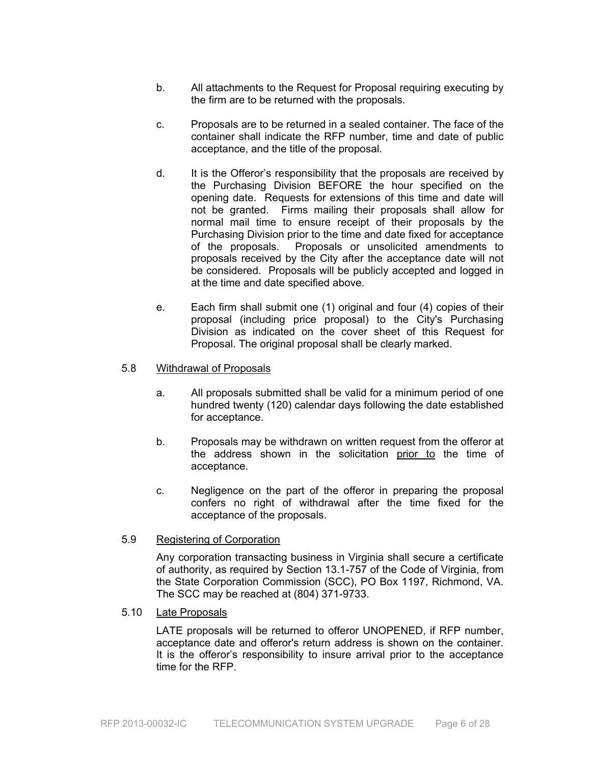b. All attachments to the Request for Proposal requiring executing by the firm are to be returned with the proposals.

c. Proposals are to be returned in a sealed container. The face of the container shall indicate the RFP number, time and date of public acceptance, and the title of the proposal.

d. It is the Offeror's responsibility that the proposals are received by the Purchasing Division BEFORE the hour specified on the opening date. Requests for extensions of this time and date will not be granted. Firms mailing their proposals shall allow for normal mail time to ensure receipt of their proposals by the Purchasing Division prior to the time and date fixed for acceptance of the proposals. Proposals or unsolicited amendments to proposals received by the City after the acceptance date will not be considered. Proposals will be publicly accepted and logged in at the time and date specified above.

e. Each firm shall submit one (1) original and four (4) copies of their proposal (including price proposal) to the City's Purchasing Division as indicated on the cover sheet of this Request for Proposal. The original proposal shall be clearly marked.

5.8 <u>Withdrawal of Proposals</u>

a. All proposals submitted shall be valid for a minimum period of one hundred twenty (120) calendar days following the date established for acceptance.

b. Proposals may be withdrawn on written request from the offeror at the address shown in the solicitation <u>prior to</u> the time of acceptance.

c. Negligence on the part of the offeror in preparing the proposal confers no right of withdrawal after the time fixed for the acceptance of the proposals.

5.9 <u>Registering of Corporation</u>

Any corporation transacting business in Virginia shall secure a certificate of authority, as required by Section 13.1-757 of the Code of Virginia, from the State Corporation Commission (SCC), PO Box 1197, Richmond, VA. The SCC may be reached at (804) 371-9733.

5.10 <u>Late Proposals</u>

LATE proposals will be returned to offeror UNOPENED, if RFP number, acceptance date and offeror's return address is shown on the container. It is the offeror's responsibility to insure arrival prior to the acceptance time for the RFP.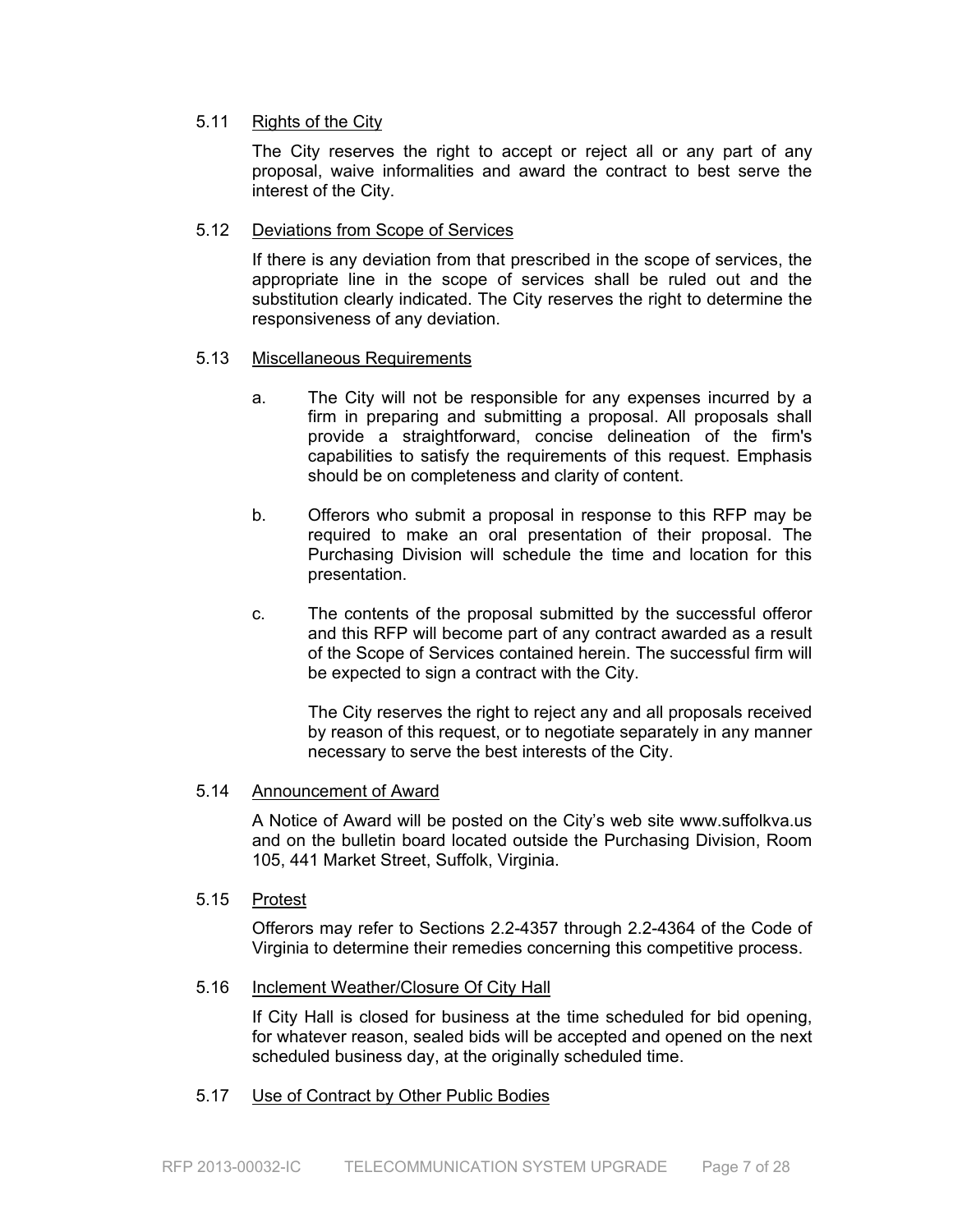### 5.11 Rights of the City

The City reserves the right to accept or reject all or any part of any proposal, waive informalities and award the contract to best serve the interest of the City.

### 5.12 Deviations from Scope of Services

If there is any deviation from that prescribed in the scope of services, the appropriate line in the scope of services shall be ruled out and the substitution clearly indicated. The City reserves the right to determine the responsiveness of any deviation.

### 5.13 Miscellaneous Requirements

a. The City will not be responsible for any expenses incurred by a firm in preparing and submitting a proposal. All proposals shall provide a straightforward, concise delineation of the firm's capabilities to satisfy the requirements of this request. Emphasis should be on completeness and clarity of content.

b. Offerors who submit a proposal in response to this RFP may be required to make an oral presentation of their proposal. The Purchasing Division will schedule the time and location for this presentation.

c. The contents of the proposal submitted by the successful offeror and this RFP will become part of any contract awarded as a result of the Scope of Services contained herein. The successful firm will be expected to sign a contract with the City.

   The City reserves the right to reject any and all proposals received by reason of this request, or to negotiate separately in any manner necessary to serve the best interests of the City.

### 5.14 Announcement of Award

A Notice of Award will be posted on the City's web site www.suffolkva.us and on the bulletin board located outside the Purchasing Division, Room 105, 441 Market Street, Suffolk, Virginia.

### 5.15 Protest

Offerors may refer to Sections 2.2-4357 through 2.2-4364 of the Code of Virginia to determine their remedies concerning this competitive process.

### 5.16 Inclement Weather/Closure Of City Hall

If City Hall is closed for business at the time scheduled for bid opening, for whatever reason, sealed bids will be accepted and opened on the next scheduled business day, at the originally scheduled time.

### 5.17 Use of Contract by Other Public Bodies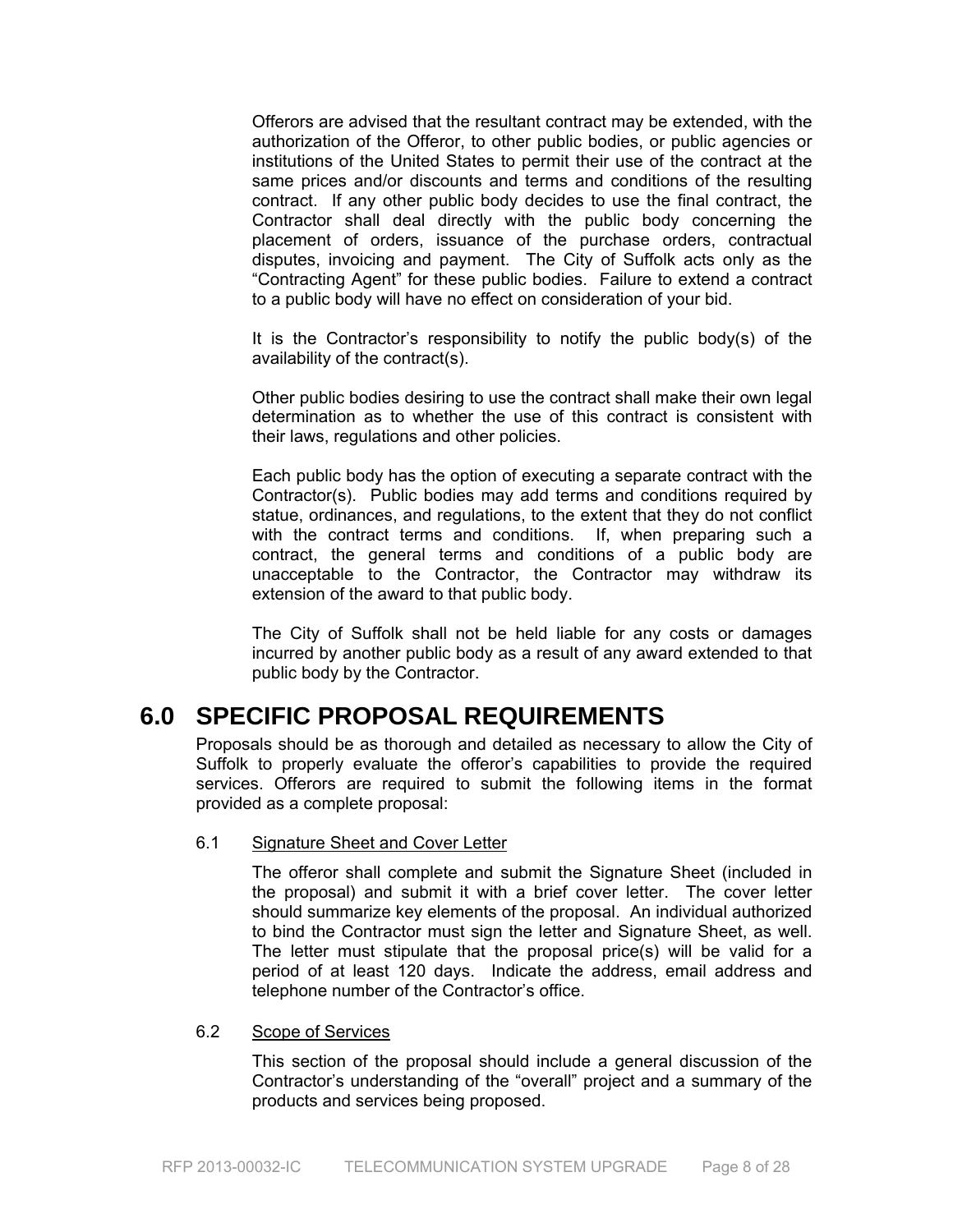Offerors are advised that the resultant contract may be extended, with the authorization of the Offeror, to other public bodies, or public agencies or institutions of the United States to permit their use of the contract at the same prices and/or discounts and terms and conditions of the resulting contract. If any other public body decides to use the final contract, the Contractor shall deal directly with the public body concerning the placement of orders, issuance of the purchase orders, contractual disputes, invoicing and payment. The City of Suffolk acts only as the "Contracting Agent" for these public bodies. Failure to extend a contract to a public body will have no effect on consideration of your bid.

It is the Contractor's responsibility to notify the public body(s) of the availability of the contract(s).

Other public bodies desiring to use the contract shall make their own legal determination as to whether the use of this contract is consistent with their laws, regulations and other policies.

Each public body has the option of executing a separate contract with the Contractor(s). Public bodies may add terms and conditions required by statue, ordinances, and regulations, to the extent that they do not conflict with the contract terms and conditions. If, when preparing such a contract, the general terms and conditions of a public body are unacceptable to the Contractor, the Contractor may withdraw its extension of the award to that public body.

The City of Suffolk shall not be held liable for any costs or damages incurred by another public body as a result of any award extended to that public body by the Contractor.

# 6.0 SPECIFIC PROPOSAL REQUIREMENTS

Proposals should be as thorough and detailed as necessary to allow the City of Suffolk to properly evaluate the offeror's capabilities to provide the required services. Offerors are required to submit the following items in the format provided as a complete proposal:

## 6.1 Signature Sheet and Cover Letter

The offeror shall complete and submit the Signature Sheet (included in the proposal) and submit it with a brief cover letter. The cover letter should summarize key elements of the proposal. An individual authorized to bind the Contractor must sign the letter and Signature Sheet, as well. The letter must stipulate that the proposal price(s) will be valid for a period of at least 120 days. Indicate the address, email address and telephone number of the Contractor's office.

## 6.2 Scope of Services

This section of the proposal should include a general discussion of the Contractor's understanding of the "overall" project and a summary of the products and services being proposed.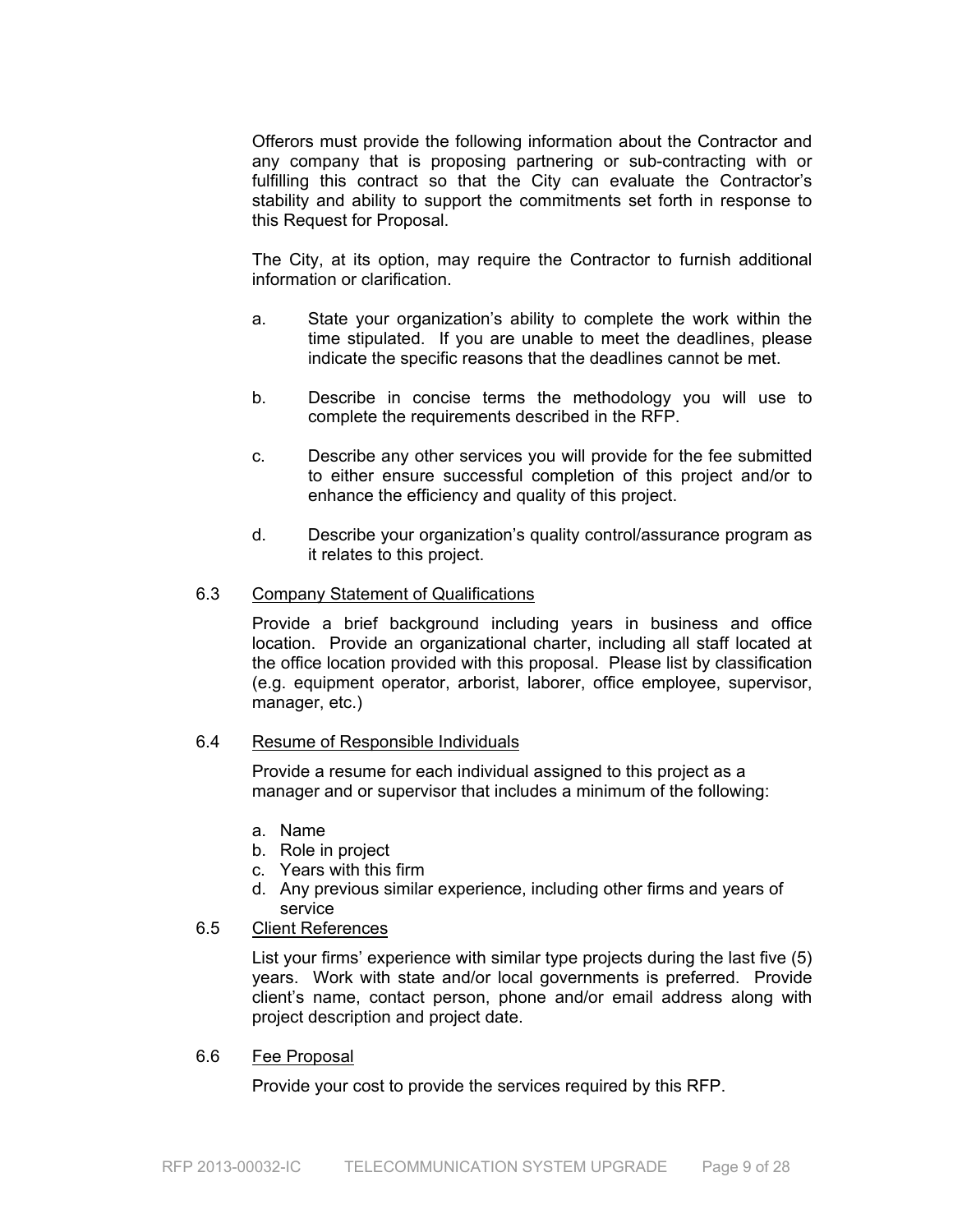Offerors must provide the following information about the Contractor and any company that is proposing partnering or sub-contracting with or fulfilling this contract so that the City can evaluate the Contractor's stability and ability to support the commitments set forth in response to this Request for Proposal.

The City, at its option, may require the Contractor to furnish additional information or clarification.

a. State your organization's ability to complete the work within the time stipulated. If you are unable to meet the deadlines, please indicate the specific reasons that the deadlines cannot be met.

b. Describe in concise terms the methodology you will use to complete the requirements described in the RFP.

c. Describe any other services you will provide for the fee submitted to either ensure successful completion of this project and/or to enhance the efficiency and quality of this project.

d. Describe your organization's quality control/assurance program as it relates to this project.

### 6.3 Company Statement of Qualifications

Provide a brief background including years in business and office location. Provide an organizational charter, including all staff located at the office location provided with this proposal. Please list by classification (e.g. equipment operator, arborist, laborer, office employee, supervisor, manager, etc.)

### 6.4 Resume of Responsible Individuals

Provide a resume for each individual assigned to this project as a manager and or supervisor that includes a minimum of the following:

a. Name
b. Role in project
c. Years with this firm
d. Any previous similar experience, including other firms and years of service

### 6.5 Client References

List your firms' experience with similar type projects during the last five (5) years. Work with state and/or local governments is preferred. Provide client's name, contact person, phone and/or email address along with project description and project date.

### 6.6 Fee Proposal

Provide your cost to provide the services required by this RFP.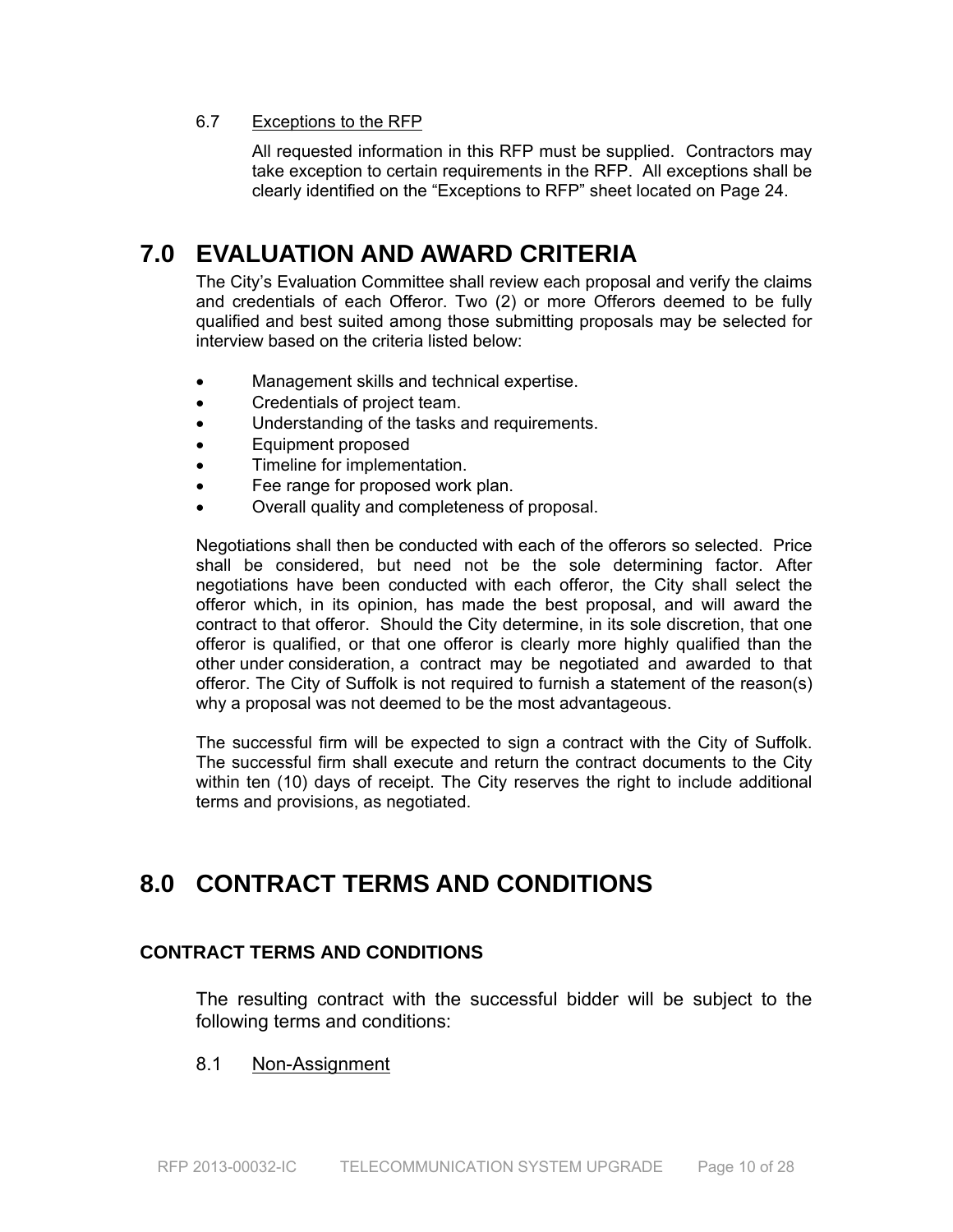6.7 Exceptions to the RFP

All requested information in this RFP must be supplied. Contractors may take exception to certain requirements in the RFP. All exceptions shall be clearly identified on the "Exceptions to RFP" sheet located on Page 24.

# 7.0 EVALUATION AND AWARD CRITERIA

The City's Evaluation Committee shall review each proposal and verify the claims and credentials of each Offeror. Two (2) or more Offerors deemed to be fully qualified and best suited among those submitting proposals may be selected for interview based on the criteria listed below:

- Management skills and technical expertise.
- Credentials of project team.
- Understanding of the tasks and requirements.
- Equipment proposed
- Timeline for implementation.
- Fee range for proposed work plan.
- Overall quality and completeness of proposal.

Negotiations shall then be conducted with each of the offerors so selected. Price shall be considered, but need not be the sole determining factor. After negotiations have been conducted with each offeror, the City shall select the offeror which, in its opinion, has made the best proposal, and will award the contract to that offeror. Should the City determine, in its sole discretion, that one offeror is qualified, or that one offeror is clearly more highly qualified than the other under consideration, a contract may be negotiated and awarded to that offeror. The City of Suffolk is not required to furnish a statement of the reason(s) why a proposal was not deemed to be the most advantageous.

The successful firm will be expected to sign a contract with the City of Suffolk. The successful firm shall execute and return the contract documents to the City within ten (10) days of receipt. The City reserves the right to include additional terms and provisions, as negotiated.

# 8.0 CONTRACT TERMS AND CONDITIONS

### CONTRACT TERMS AND CONDITIONS

The resulting contract with the successful bidder will be subject to the following terms and conditions:

8.1 Non-Assignment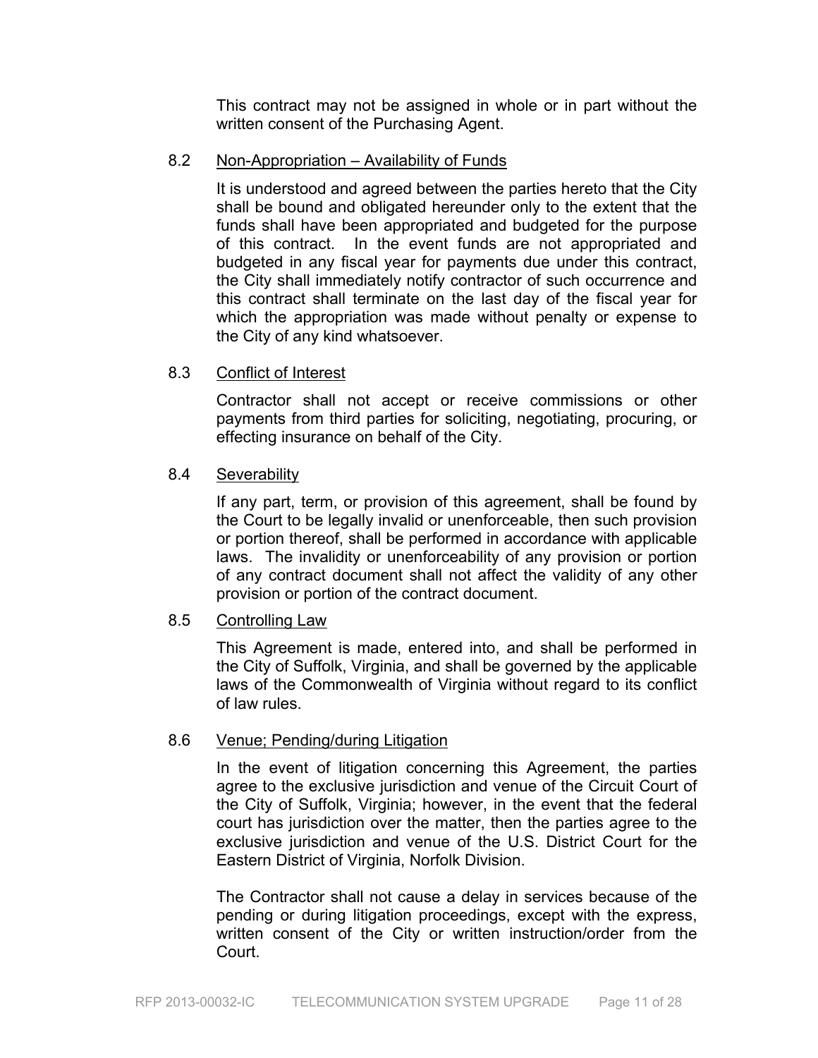This contract may not be assigned in whole or in part without the written consent of the Purchasing Agent.

### 8.2 Non-Appropriation – Availability of Funds

It is understood and agreed between the parties hereto that the City shall be bound and obligated hereunder only to the extent that the funds shall have been appropriated and budgeted for the purpose of this contract. In the event funds are not appropriated and budgeted in any fiscal year for payments due under this contract, the City shall immediately notify contractor of such occurrence and this contract shall terminate on the last day of the fiscal year for which the appropriation was made without penalty or expense to the City of any kind whatsoever.

### 8.3 Conflict of Interest

Contractor shall not accept or receive commissions or other payments from third parties for soliciting, negotiating, procuring, or effecting insurance on behalf of the City.

### 8.4 Severability

If any part, term, or provision of this agreement, shall be found by the Court to be legally invalid or unenforceable, then such provision or portion thereof, shall be performed in accordance with applicable laws. The invalidity or unenforceability of any provision or portion of any contract document shall not affect the validity of any other provision or portion of the contract document.

### 8.5 Controlling Law

This Agreement is made, entered into, and shall be performed in the City of Suffolk, Virginia, and shall be governed by the applicable laws of the Commonwealth of Virginia without regard to its conflict of law rules.

### 8.6 Venue; Pending/during Litigation

In the event of litigation concerning this Agreement, the parties agree to the exclusive jurisdiction and venue of the Circuit Court of the City of Suffolk, Virginia; however, in the event that the federal court has jurisdiction over the matter, then the parties agree to the exclusive jurisdiction and venue of the U.S. District Court for the Eastern District of Virginia, Norfolk Division.

The Contractor shall not cause a delay in services because of the pending or during litigation proceedings, except with the express, written consent of the City or written instruction/order from the Court.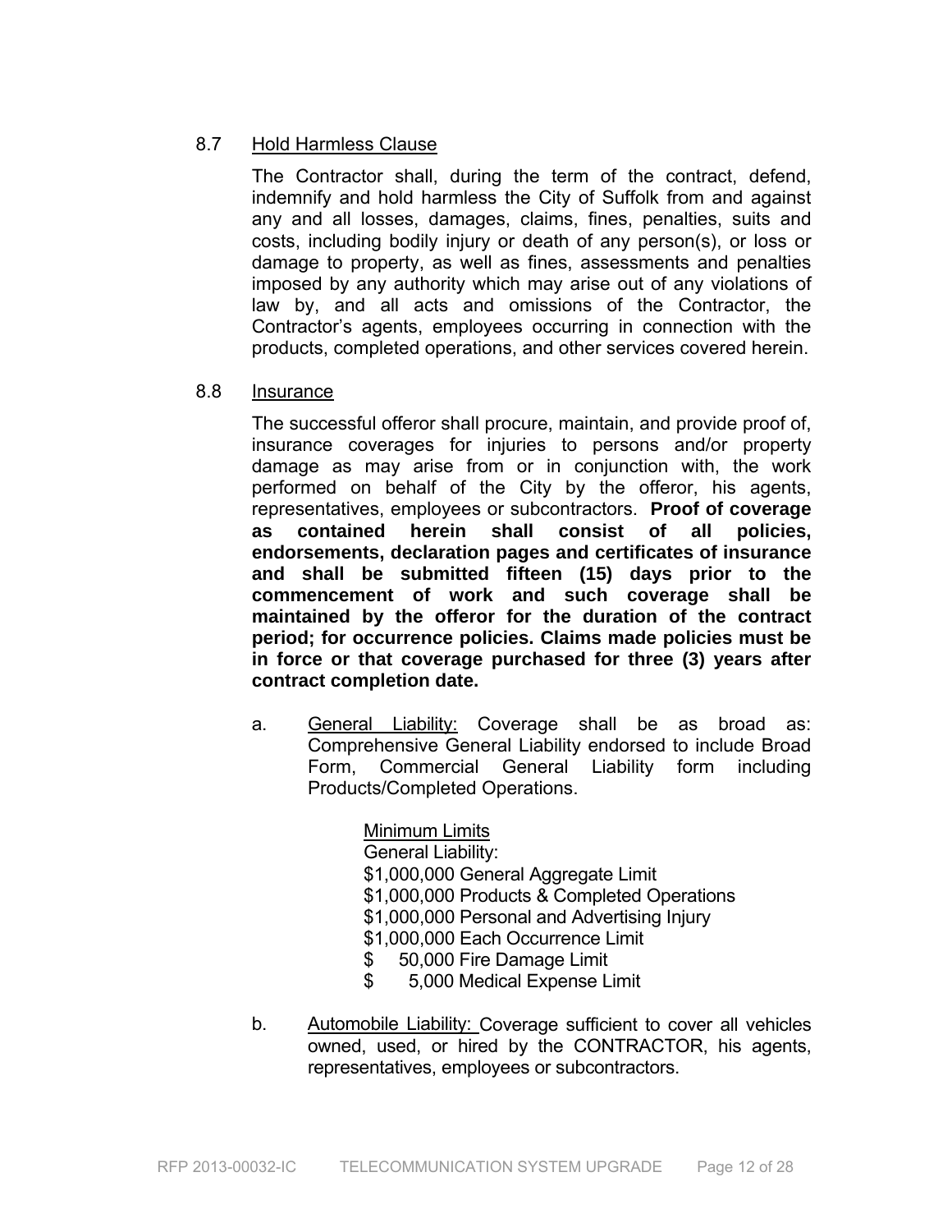## 8.7 Hold Harmless Clause

The Contractor shall, during the term of the contract, defend, indemnify and hold harmless the City of Suffolk from and against any and all losses, damages, claims, fines, penalties, suits and costs, including bodily injury or death of any person(s), or loss or damage to property, as well as fines, assessments and penalties imposed by any authority which may arise out of any violations of law by, and all acts and omissions of the Contractor, the Contractor's agents, employees occurring in connection with the products, completed operations, and other services covered herein.

## 8.8 Insurance

The successful offeror shall procure, maintain, and provide proof of, insurance coverages for injuries to persons and/or property damage as may arise from or in conjunction with, the work performed on behalf of the City by the offeror, his agents, representatives, employees or subcontractors. **Proof of coverage as contained herein shall consist of all policies, endorsements, declaration pages and certificates of insurance and shall be submitted fifteen (15) days prior to the commencement of work and such coverage shall be maintained by the offeror for the duration of the contract period; for occurrence policies. Claims made policies must be in force or that coverage purchased for three (3) years after contract completion date.**

a. General Liability: Coverage shall be as broad as: Comprehensive General Liability endorsed to include Broad Form, Commercial General Liability form including Products/Completed Operations.

   Minimum Limits
   General Liability:
   $1,000,000 General Aggregate Limit
   $1,000,000 Products & Completed Operations
   $1,000,000 Personal and Advertising Injury
   $1,000,000 Each Occurrence Limit
   $ 50,000 Fire Damage Limit
   $ 5,000 Medical Expense Limit

b. Automobile Liability: Coverage sufficient to cover all vehicles owned, used, or hired by the CONTRACTOR, his agents, representatives, employees or subcontractors.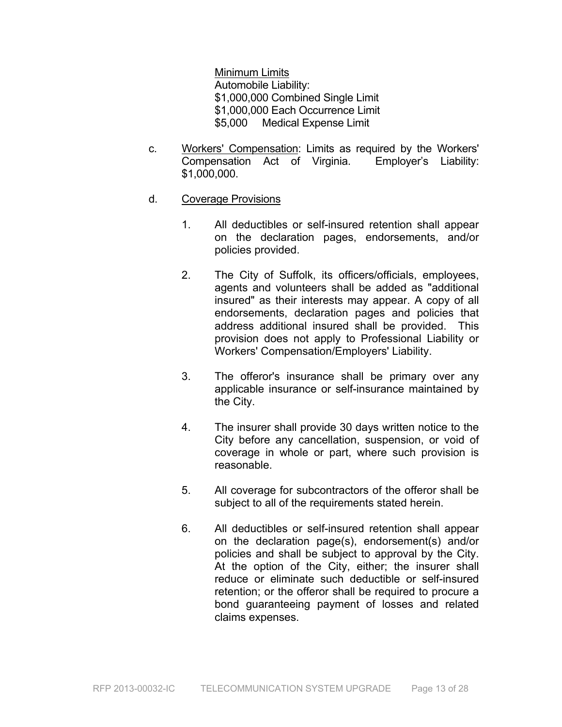Minimum Limits
Automobile Liability:
$1,000,000 Combined Single Limit
$1,000,000 Each Occurrence Limit
$5,000 Medical Expense Limit

c. Workers' Compensation: Limits as required by the Workers' Compensation Act of Virginia. Employer's Liability: $1,000,000.

d. Coverage Provisions

1. All deductibles or self-insured retention shall appear on the declaration pages, endorsements, and/or policies provided.

2. The City of Suffolk, its officers/officials, employees, agents and volunteers shall be added as "additional insured" as their interests may appear. A copy of all endorsements, declaration pages and policies that address additional insured shall be provided. This provision does not apply to Professional Liability or Workers' Compensation/Employers' Liability.

3. The offeror's insurance shall be primary over any applicable insurance or self-insurance maintained by the City.

4. The insurer shall provide 30 days written notice to the City before any cancellation, suspension, or void of coverage in whole or part, where such provision is reasonable.

5. All coverage for subcontractors of the offeror shall be subject to all of the requirements stated herein.

6. All deductibles or self-insured retention shall appear on the declaration page(s), endorsement(s) and/or policies and shall be subject to approval by the City. At the option of the City, either; the insurer shall reduce or eliminate such deductible or self-insured retention; or the offeror shall be required to procure a bond guaranteeing payment of losses and related claims expenses.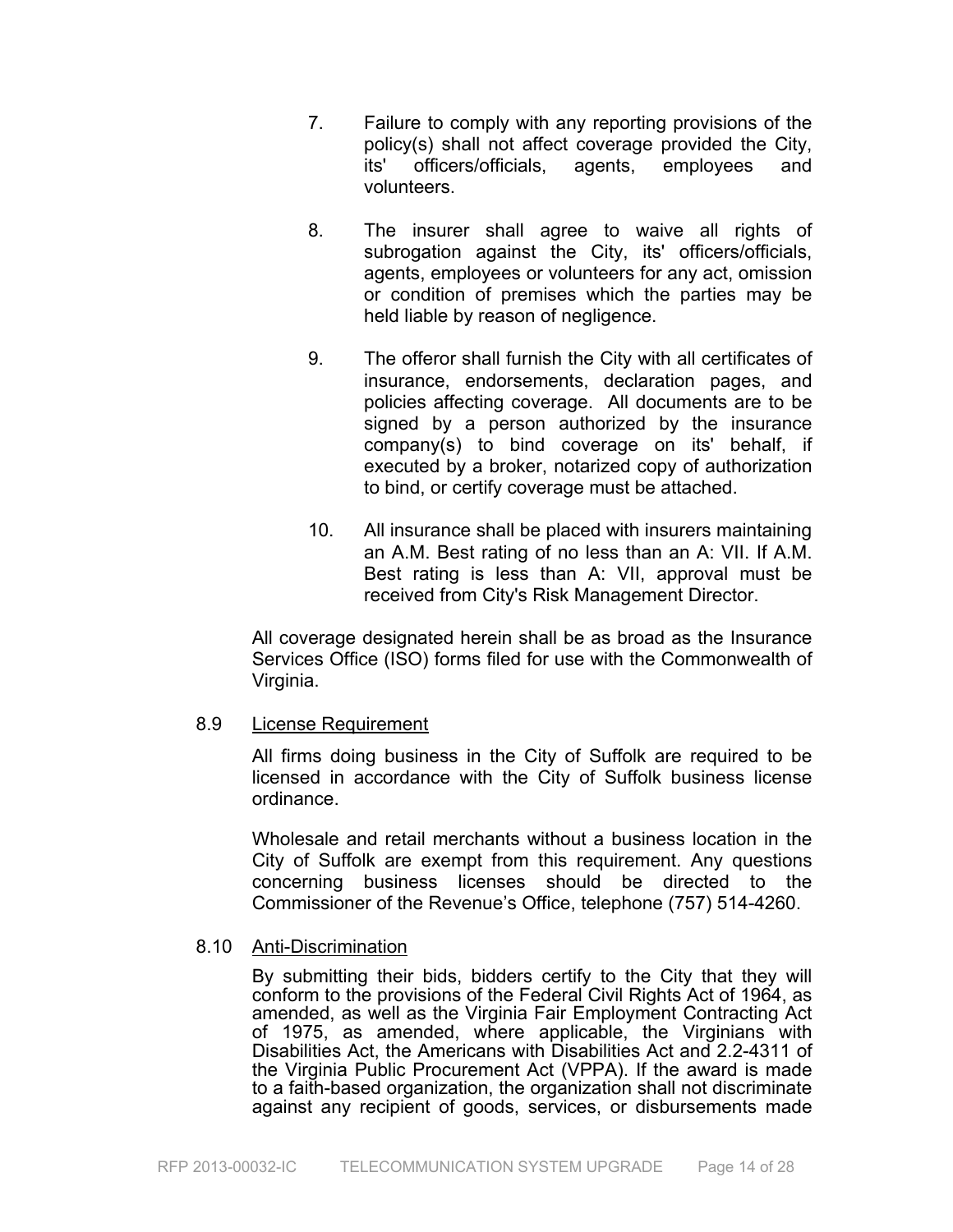7. Failure to comply with any reporting provisions of the policy(s) shall not affect coverage provided the City, its' officers/officials, agents, employees and volunteers.

8. The insurer shall agree to waive all rights of subrogation against the City, its' officers/officials, agents, employees or volunteers for any act, omission or condition of premises which the parties may be held liable by reason of negligence.

9. The offeror shall furnish the City with all certificates of insurance, endorsements, declaration pages, and policies affecting coverage. All documents are to be signed by a person authorized by the insurance company(s) to bind coverage on its' behalf, if executed by a broker, notarized copy of authorization to bind, or certify coverage must be attached.

10. All insurance shall be placed with insurers maintaining an A.M. Best rating of no less than an A: VII. If A.M. Best rating is less than A: VII, approval must be received from City's Risk Management Director.

All coverage designated herein shall be as broad as the Insurance Services Office (ISO) forms filed for use with the Commonwealth of Virginia.

8.9 License Requirement

All firms doing business in the City of Suffolk are required to be licensed in accordance with the City of Suffolk business license ordinance.

Wholesale and retail merchants without a business location in the City of Suffolk are exempt from this requirement. Any questions concerning business licenses should be directed to the Commissioner of the Revenue's Office, telephone (757) 514-4260.

8.10 Anti-Discrimination

By submitting their bids, bidders certify to the City that they will conform to the provisions of the Federal Civil Rights Act of 1964, as amended, as well as the Virginia Fair Employment Contracting Act of 1975, as amended, where applicable, the Virginians with Disabilities Act, the Americans with Disabilities Act and 2.2-4311 of the Virginia Public Procurement Act (VPPA). If the award is made to a faith-based organization, the organization shall not discriminate against any recipient of goods, services, or disbursements made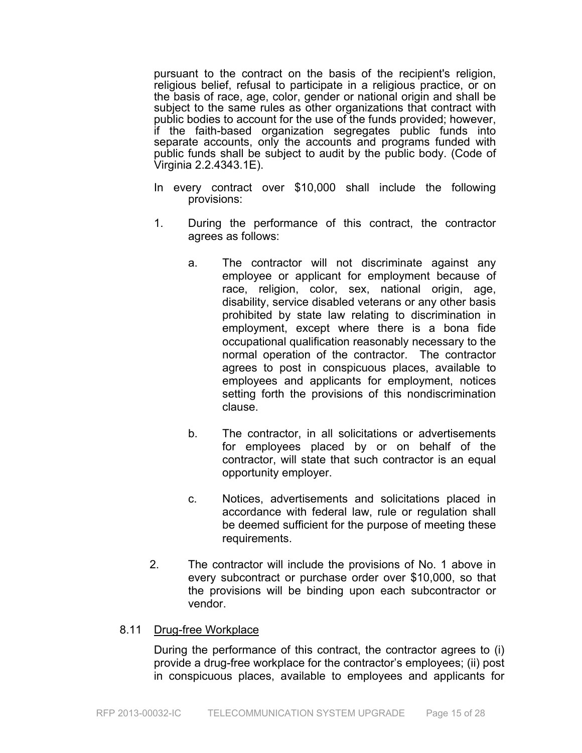pursuant to the contract on the basis of the recipient's religion, religious belief, refusal to participate in a religious practice, or on the basis of race, age, color, gender or national origin and shall be subject to the same rules as other organizations that contract with public bodies to account for the use of the funds provided; however, if the faith-based organization segregates public funds into separate accounts, only the accounts and programs funded with public funds shall be subject to audit by the public body. (Code of Virginia 2.2.4343.1E).

In every contract over $10,000 shall include the following provisions:

1. During the performance of this contract, the contractor agrees as follows:

   a. The contractor will not discriminate against any employee or applicant for employment because of race, religion, color, sex, national origin, age, disability, service disabled veterans or any other basis prohibited by state law relating to discrimination in employment, except where there is a bona fide occupational qualification reasonably necessary to the normal operation of the contractor. The contractor agrees to post in conspicuous places, available to employees and applicants for employment, notices setting forth the provisions of this nondiscrimination clause.

   b. The contractor, in all solicitations or advertisements for employees placed by or on behalf of the contractor, will state that such contractor is an equal opportunity employer.

   c. Notices, advertisements and solicitations placed in accordance with federal law, rule or regulation shall be deemed sufficient for the purpose of meeting these requirements.

2. The contractor will include the provisions of No. 1 above in every subcontract or purchase order over $10,000, so that the provisions will be binding upon each subcontractor or vendor.

8.11 Drug-free Workplace

During the performance of this contract, the contractor agrees to (i) provide a drug-free workplace for the contractor's employees; (ii) post in conspicuous places, available to employees and applicants for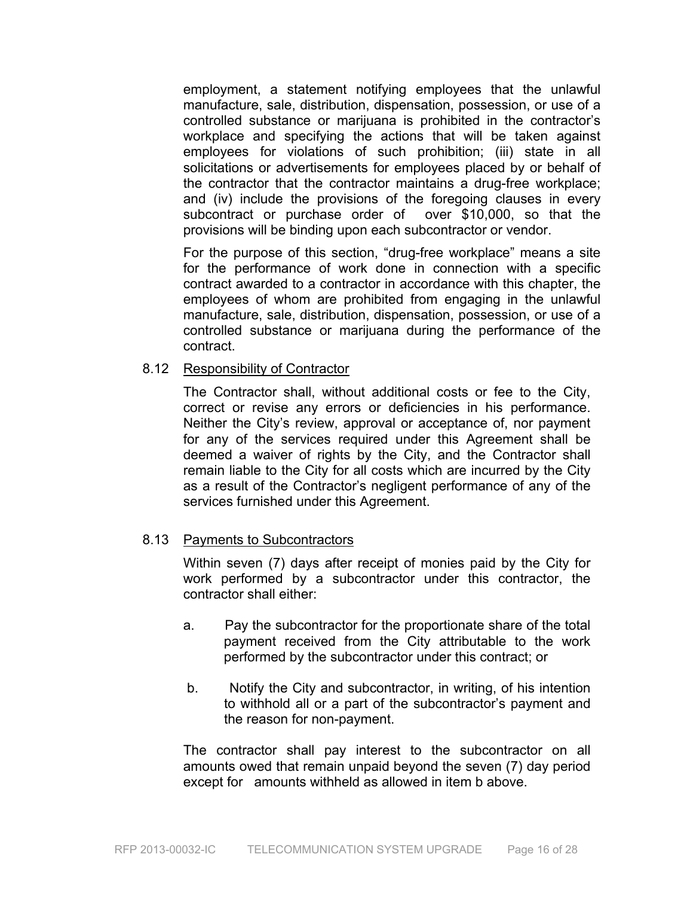employment, a statement notifying employees that the unlawful manufacture, sale, distribution, dispensation, possession, or use of a controlled substance or marijuana is prohibited in the contractor's workplace and specifying the actions that will be taken against employees for violations of such prohibition; (iii) state in all solicitations or advertisements for employees placed by or behalf of the contractor that the contractor maintains a drug-free workplace; and (iv) include the provisions of the foregoing clauses in every subcontract or purchase order of over $10,000, so that the provisions will be binding upon each subcontractor or vendor.

For the purpose of this section, "drug-free workplace" means a site for the performance of work done in connection with a specific contract awarded to a contractor in accordance with this chapter, the employees of whom are prohibited from engaging in the unlawful manufacture, sale, distribution, dispensation, possession, or use of a controlled substance or marijuana during the performance of the contract.

8.12 Responsibility of Contractor

The Contractor shall, without additional costs or fee to the City, correct or revise any errors or deficiencies in his performance. Neither the City's review, approval or acceptance of, nor payment for any of the services required under this Agreement shall be deemed a waiver of rights by the City, and the Contractor shall remain liable to the City for all costs which are incurred by the City as a result of the Contractor's negligent performance of any of the services furnished under this Agreement.

8.13 Payments to Subcontractors

Within seven (7) days after receipt of monies paid by the City for work performed by a subcontractor under this contractor, the contractor shall either:

a. Pay the subcontractor for the proportionate share of the total payment received from the City attributable to the work performed by the subcontractor under this contract; or

b. Notify the City and subcontractor, in writing, of his intention to withhold all or a part of the subcontractor's payment and the reason for non-payment.

The contractor shall pay interest to the subcontractor on all amounts owed that remain unpaid beyond the seven (7) day period except for amounts withheld as allowed in item b above.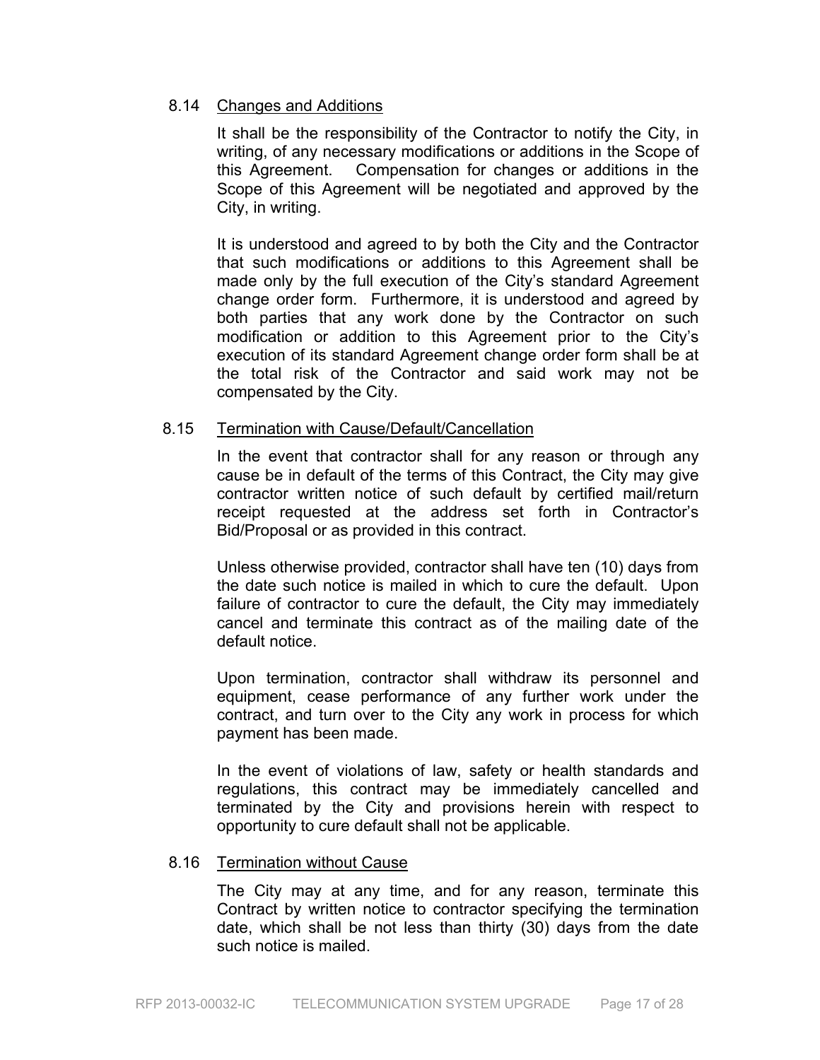### 8.14 Changes and Additions

It shall be the responsibility of the Contractor to notify the City, in writing, of any necessary modifications or additions in the Scope of this Agreement. Compensation for changes or additions in the Scope of this Agreement will be negotiated and approved by the City, in writing.

It is understood and agreed to by both the City and the Contractor that such modifications or additions to this Agreement shall be made only by the full execution of the City's standard Agreement change order form. Furthermore, it is understood and agreed by both parties that any work done by the Contractor on such modification or addition to this Agreement prior to the City's execution of its standard Agreement change order form shall be at the total risk of the Contractor and said work may not be compensated by the City.

### 8.15 Termination with Cause/Default/Cancellation

In the event that contractor shall for any reason or through any cause be in default of the terms of this Contract, the City may give contractor written notice of such default by certified mail/return receipt requested at the address set forth in Contractor's Bid/Proposal or as provided in this contract.

Unless otherwise provided, contractor shall have ten (10) days from the date such notice is mailed in which to cure the default. Upon failure of contractor to cure the default, the City may immediately cancel and terminate this contract as of the mailing date of the default notice.

Upon termination, contractor shall withdraw its personnel and equipment, cease performance of any further work under the contract, and turn over to the City any work in process for which payment has been made.

In the event of violations of law, safety or health standards and regulations, this contract may be immediately cancelled and terminated by the City and provisions herein with respect to opportunity to cure default shall not be applicable.

### 8.16 Termination without Cause

The City may at any time, and for any reason, terminate this Contract by written notice to contractor specifying the termination date, which shall be not less than thirty (30) days from the date such notice is mailed.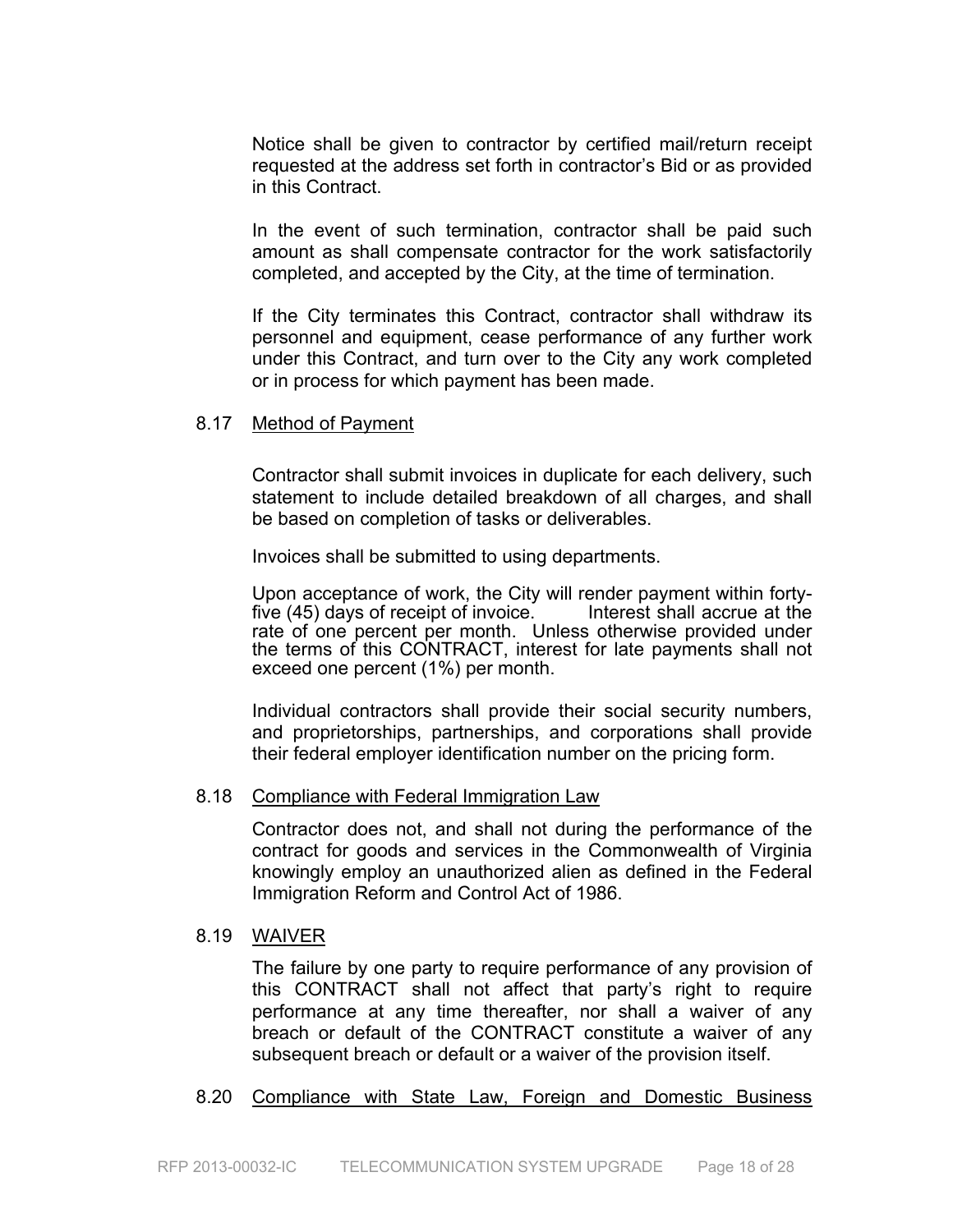Notice shall be given to contractor by certified mail/return receipt requested at the address set forth in contractor's Bid or as provided in this Contract.

In the event of such termination, contractor shall be paid such amount as shall compensate contractor for the work satisfactorily completed, and accepted by the City, at the time of termination.

If the City terminates this Contract, contractor shall withdraw its personnel and equipment, cease performance of any further work under this Contract, and turn over to the City any work completed or in process for which payment has been made.

### 8.17 Method of Payment

Contractor shall submit invoices in duplicate for each delivery, such statement to include detailed breakdown of all charges, and shall be based on completion of tasks or deliverables.

Invoices shall be submitted to using departments.

Upon acceptance of work, the City will render payment within forty-five (45) days of receipt of invoice. Interest shall accrue at the rate of one percent per month. Unless otherwise provided under the terms of this CONTRACT, interest for late payments shall not exceed one percent (1%) per month.

Individual contractors shall provide their social security numbers, and proprietorships, partnerships, and corporations shall provide their federal employer identification number on the pricing form.

### 8.18 Compliance with Federal Immigration Law

Contractor does not, and shall not during the performance of the contract for goods and services in the Commonwealth of Virginia knowingly employ an unauthorized alien as defined in the Federal Immigration Reform and Control Act of 1986.

### 8.19 WAIVER

The failure by one party to require performance of any provision of this CONTRACT shall not affect that party's right to require performance at any time thereafter, nor shall a waiver of any breach or default of the CONTRACT constitute a waiver of any subsequent breach or default or a waiver of the provision itself.

### 8.20 Compliance with State Law, Foreign and Domestic Business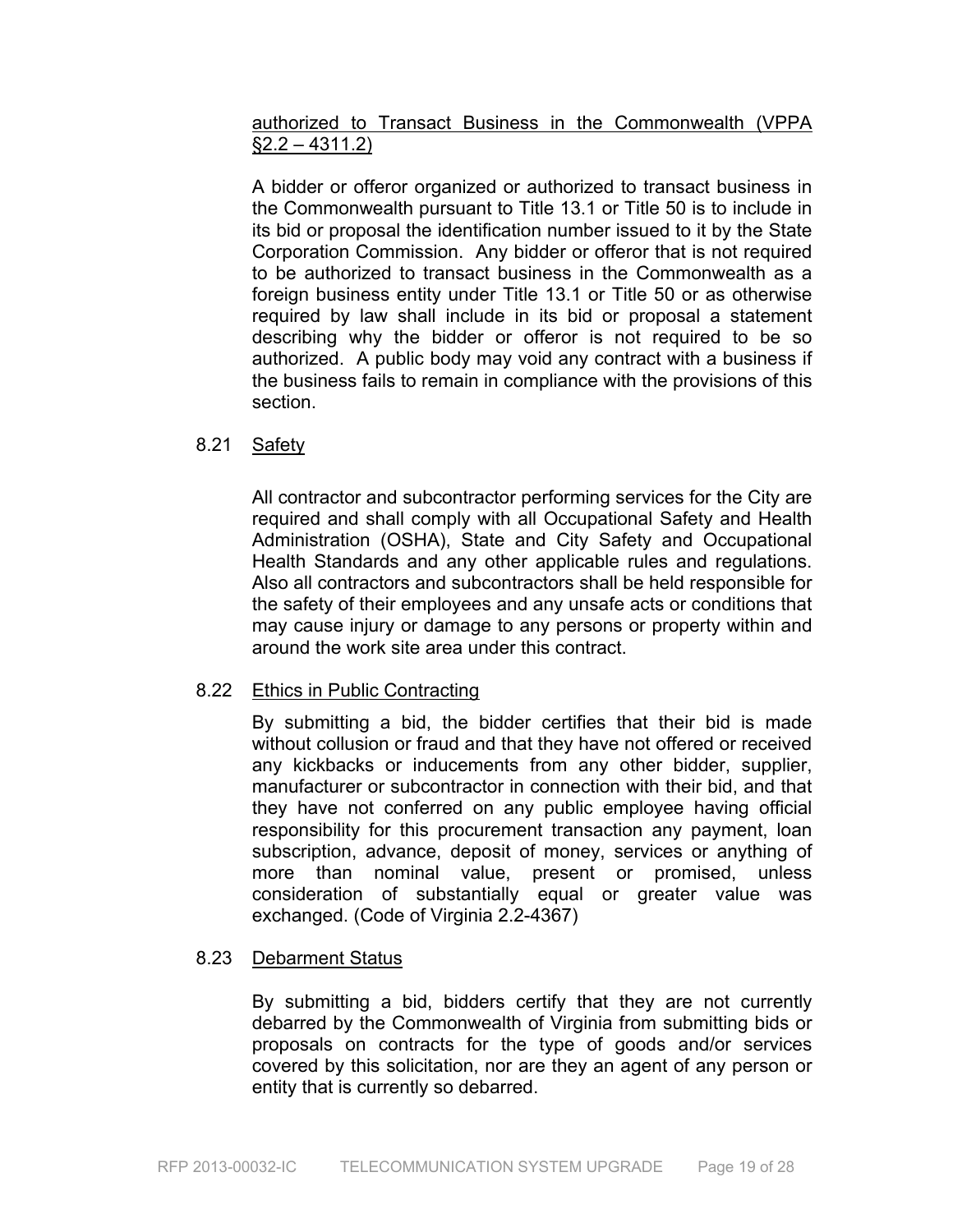authorized to Transact Business in the Commonwealth (VPPA §2.2 – 4311.2)

A bidder or offeror organized or authorized to transact business in the Commonwealth pursuant to Title 13.1 or Title 50 is to include in its bid or proposal the identification number issued to it by the State Corporation Commission. Any bidder or offeror that is not required to be authorized to transact business in the Commonwealth as a foreign business entity under Title 13.1 or Title 50 or as otherwise required by law shall include in its bid or proposal a statement describing why the bidder or offeror is not required to be so authorized. A public body may void any contract with a business if the business fails to remain in compliance with the provisions of this section.

## 8.21 Safety

All contractor and subcontractor performing services for the City are required and shall comply with all Occupational Safety and Health Administration (OSHA), State and City Safety and Occupational Health Standards and any other applicable rules and regulations. Also all contractors and subcontractors shall be held responsible for the safety of their employees and any unsafe acts or conditions that may cause injury or damage to any persons or property within and around the work site area under this contract.

## 8.22 Ethics in Public Contracting

By submitting a bid, the bidder certifies that their bid is made without collusion or fraud and that they have not offered or received any kickbacks or inducements from any other bidder, supplier, manufacturer or subcontractor in connection with their bid, and that they have not conferred on any public employee having official responsibility for this procurement transaction any payment, loan subscription, advance, deposit of money, services or anything of more than nominal value, present or promised, unless consideration of substantially equal or greater value was exchanged. (Code of Virginia 2.2-4367)

## 8.23 Debarment Status

By submitting a bid, bidders certify that they are not currently debarred by the Commonwealth of Virginia from submitting bids or proposals on contracts for the type of goods and/or services covered by this solicitation, nor are they an agent of any person or entity that is currently so debarred.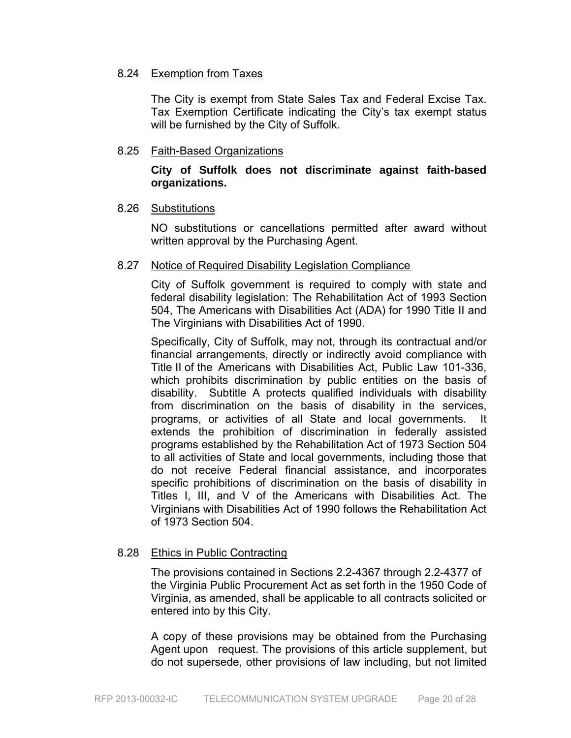8.24 Exemption from Taxes

The City is exempt from State Sales Tax and Federal Excise Tax. Tax Exemption Certificate indicating the City's tax exempt status will be furnished by the City of Suffolk.

8.25 Faith-Based Organizations

**City of Suffolk does not discriminate against faith-based organizations.**

8.26 Substitutions

NO substitutions or cancellations permitted after award without written approval by the Purchasing Agent.

8.27 Notice of Required Disability Legislation Compliance

City of Suffolk government is required to comply with state and federal disability legislation: The Rehabilitation Act of 1993 Section 504, The Americans with Disabilities Act (ADA) for 1990 Title II and The Virginians with Disabilities Act of 1990.

Specifically, City of Suffolk, may not, through its contractual and/or financial arrangements, directly or indirectly avoid compliance with Title II of the Americans with Disabilities Act, Public Law 101-336, which prohibits discrimination by public entities on the basis of disability. Subtitle A protects qualified individuals with disability from discrimination on the basis of disability in the services, programs, or activities of all State and local governments. It extends the prohibition of discrimination in federally assisted programs established by the Rehabilitation Act of 1973 Section 504 to all activities of State and local governments, including those that do not receive Federal financial assistance, and incorporates specific prohibitions of discrimination on the basis of disability in Titles I, III, and V of the Americans with Disabilities Act. The Virginians with Disabilities Act of 1990 follows the Rehabilitation Act of 1973 Section 504.

8.28 Ethics in Public Contracting

The provisions contained in Sections 2.2-4367 through 2.2-4377 of the Virginia Public Procurement Act as set forth in the 1950 Code of Virginia, as amended, shall be applicable to all contracts solicited or entered into by this City.

A copy of these provisions may be obtained from the Purchasing Agent upon request. The provisions of this article supplement, but do not supersede, other provisions of law including, but not limited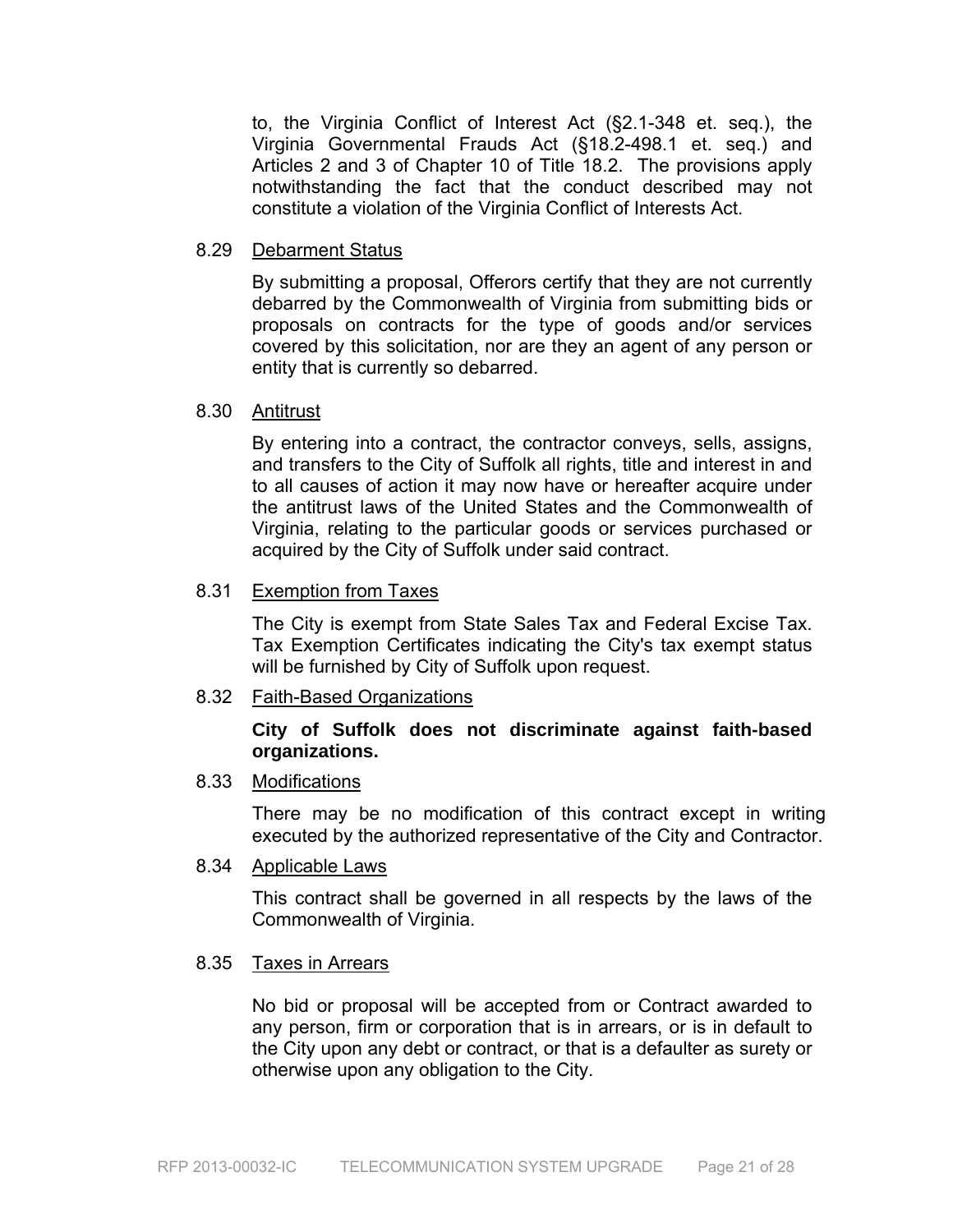to, the Virginia Conflict of Interest Act (§2.1-348 et. seq.), the Virginia Governmental Frauds Act (§18.2-498.1 et. seq.) and Articles 2 and 3 of Chapter 10 of Title 18.2. The provisions apply notwithstanding the fact that the conduct described may not constitute a violation of the Virginia Conflict of Interests Act.

8.29 Debarment Status

By submitting a proposal, Offerors certify that they are not currently debarred by the Commonwealth of Virginia from submitting bids or proposals on contracts for the type of goods and/or services covered by this solicitation, nor are they an agent of any person or entity that is currently so debarred.

8.30 Antitrust

By entering into a contract, the contractor conveys, sells, assigns, and transfers to the City of Suffolk all rights, title and interest in and to all causes of action it may now have or hereafter acquire under the antitrust laws of the United States and the Commonwealth of Virginia, relating to the particular goods or services purchased or acquired by the City of Suffolk under said contract.

8.31 Exemption from Taxes

The City is exempt from State Sales Tax and Federal Excise Tax. Tax Exemption Certificates indicating the City's tax exempt status will be furnished by City of Suffolk upon request.

8.32 Faith-Based Organizations

**City of Suffolk does not discriminate against faith-based organizations.**

8.33 Modifications

There may be no modification of this contract except in writing executed by the authorized representative of the City and Contractor.

8.34 Applicable Laws

This contract shall be governed in all respects by the laws of the Commonwealth of Virginia.

8.35 Taxes in Arrears

No bid or proposal will be accepted from or Contract awarded to any person, firm or corporation that is in arrears, or is in default to the City upon any debt or contract, or that is a defaulter as surety or otherwise upon any obligation to the City.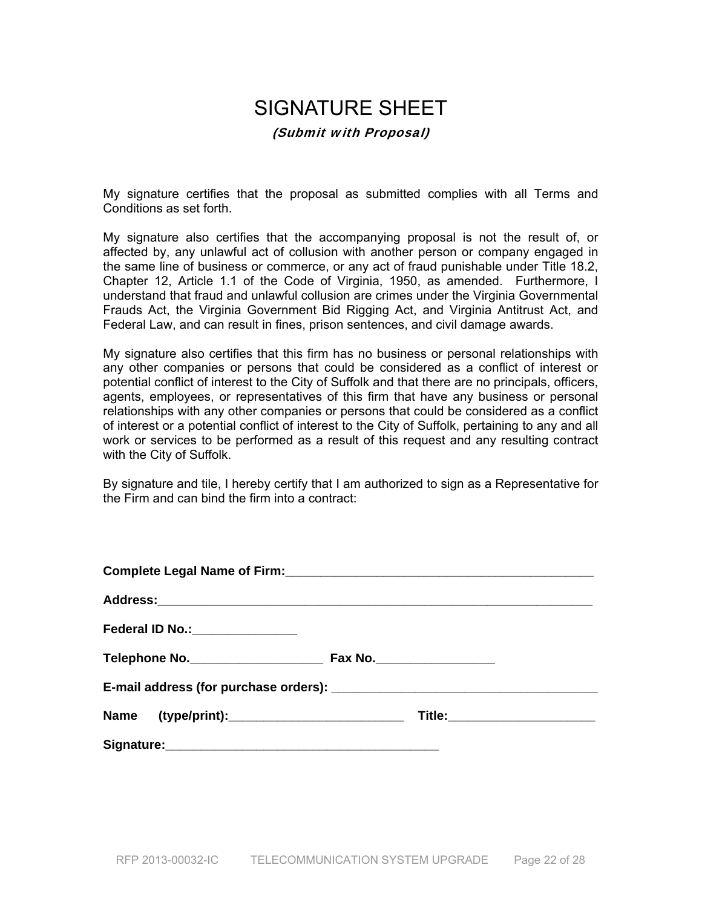# SIGNATURE SHEET

***(Submit with Proposal)***

My signature certifies that the proposal as submitted complies with all Terms and Conditions as set forth.

My signature also certifies that the accompanying proposal is not the result of, or affected by, any unlawful act of collusion with another person or company engaged in the same line of business or commerce, or any act of fraud punishable under Title 18.2, Chapter 12, Article 1.1 of the Code of Virginia, 1950, as amended. Furthermore, I understand that fraud and unlawful collusion are crimes under the Virginia Governmental Frauds Act, the Virginia Government Bid Rigging Act, and Virginia Antitrust Act, and Federal Law, and can result in fines, prison sentences, and civil damage awards.

My signature also certifies that this firm has no business or personal relationships with any other companies or persons that could be considered as a conflict of interest or potential conflict of interest to the City of Suffolk and that there are no principals, officers, agents, employees, or representatives of this firm that have any business or personal relationships with any other companies or persons that could be considered as a conflict of interest or a potential conflict of interest to the City of Suffolk, pertaining to any and all work or services to be performed as a result of this request and any resulting contract with the City of Suffolk.

By signature and tile, I hereby certify that I am authorized to sign as a Representative for the Firm and can bind the firm into a contract:

**Complete Legal Name of Firm:**_______________________________________________

**Address:**__________________________________________________________________

**Federal ID No.:**________________

**Telephone No.**____________________ **Fax No.**__________________

**E-mail address (for purchase orders):** ________________________________________

**Name (type/print):**__________________________ **Title:**_____________________

**Signature:**_________________________________________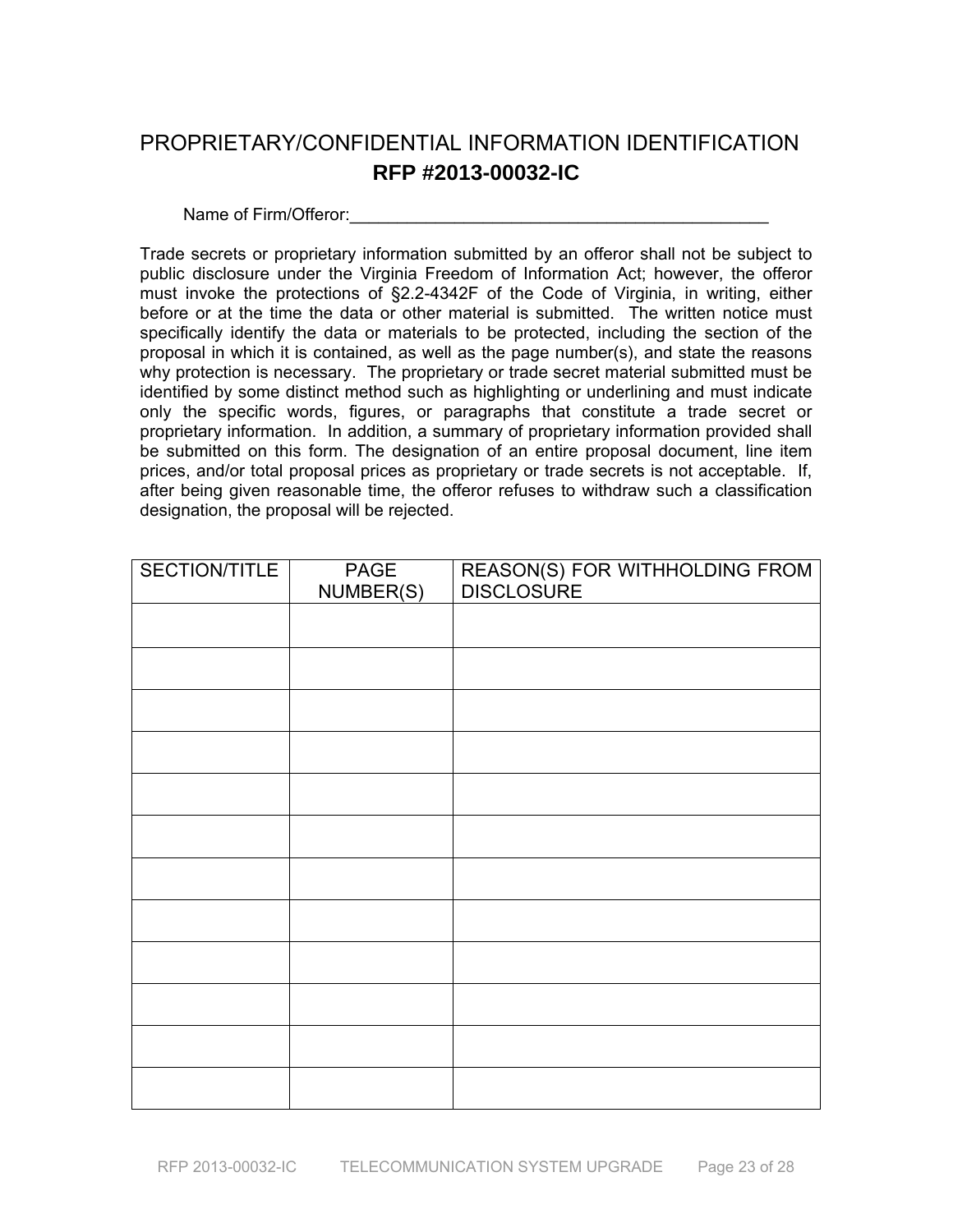# PROPRIETARY/CONFIDENTIAL INFORMATION IDENTIFICATION

## **RFP #2013-00032-IC**

Name of Firm/Offeror:_______________________________________________

Trade secrets or proprietary information submitted by an offeror shall not be subject to public disclosure under the Virginia Freedom of Information Act; however, the offeror must invoke the protections of §2.2-4342F of the Code of Virginia, in writing, either before or at the time the data or other material is submitted. The written notice must specifically identify the data or materials to be protected, including the section of the proposal in which it is contained, as well as the page number(s), and state the reasons why protection is necessary. The proprietary or trade secret material submitted must be identified by some distinct method such as highlighting or underlining and must indicate only the specific words, figures, or paragraphs that constitute a trade secret or proprietary information. In addition, a summary of proprietary information provided shall be submitted on this form. The designation of an entire proposal document, line item prices, and/or total proposal prices as proprietary or trade secrets is not acceptable. If, after being given reasonable time, the offeror refuses to withdraw such a classification designation, the proposal will be rejected.

| SECTION/TITLE | PAGE NUMBER(S) | REASON(S) FOR WITHHOLDING FROM DISCLOSURE |
| --- | --- | --- |
| | | |
| | | |
| | | |
| | | |
| | | |
| | | |
| | | |
| | | |
| | | |
| | | |
| | | |
| | | |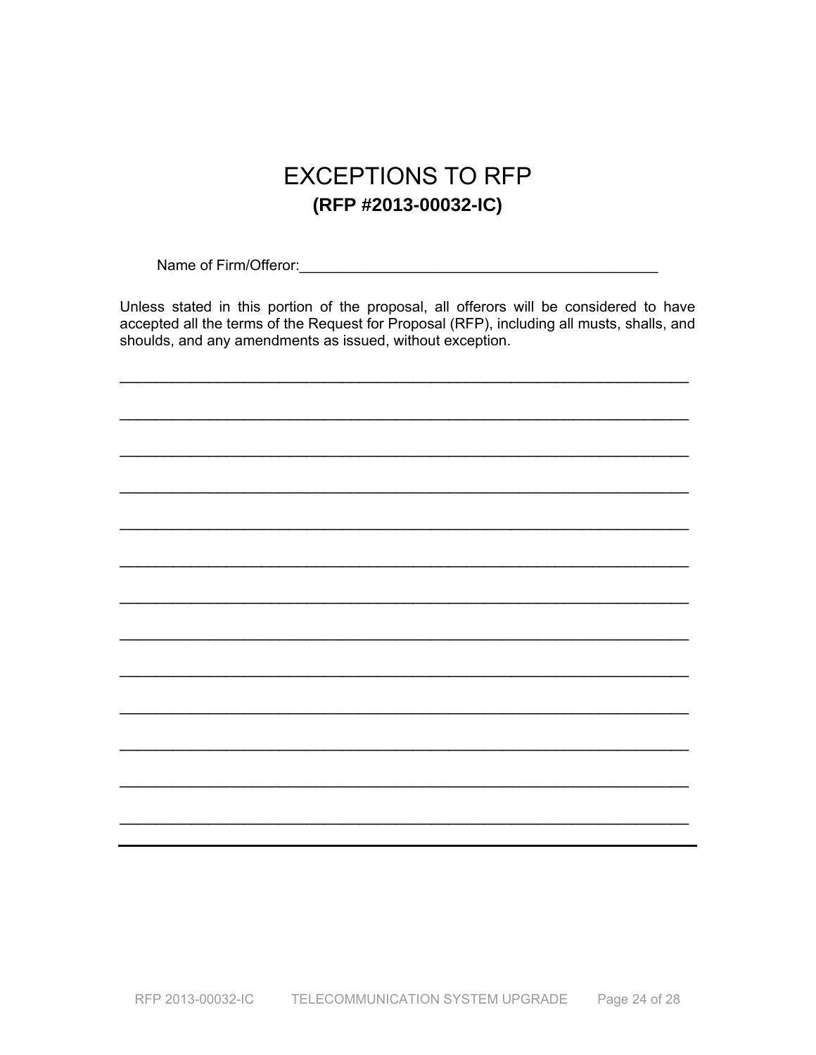# EXCEPTIONS TO RFP

**(RFP #2013-00032-IC)**

Name of Firm/Offeror:_____________________________________________

Unless stated in this portion of the proposal, all offerors will be considered to have accepted all the terms of the Request for Proposal (RFP), including all musts, shalls, and shoulds, and any amendments as issued, without exception.

______________________________________________________________________

______________________________________________________________________

______________________________________________________________________

______________________________________________________________________

______________________________________________________________________

______________________________________________________________________

______________________________________________________________________

______________________________________________________________________

______________________________________________________________________

______________________________________________________________________

______________________________________________________________________

______________________________________________________________________

______________________________________________________________________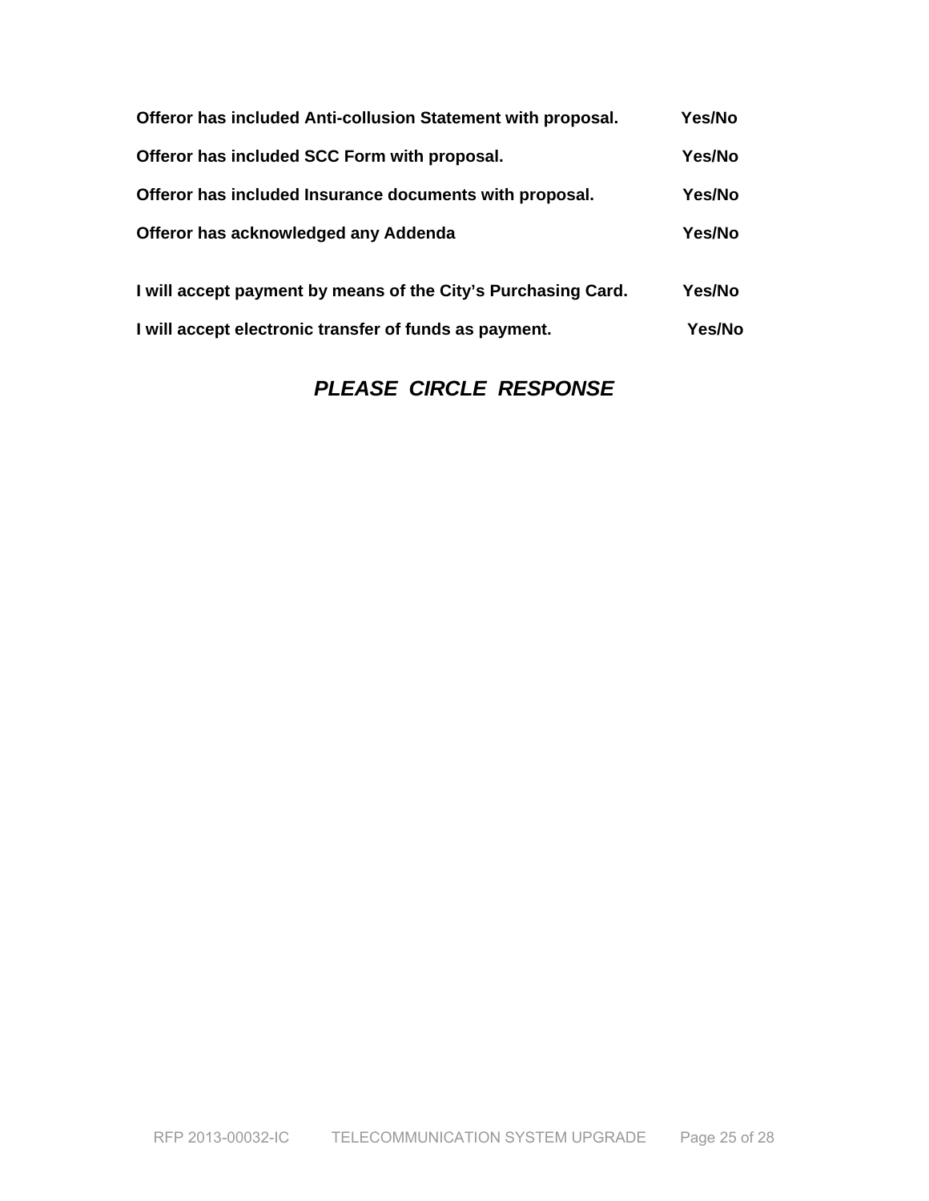**Offeror has included Anti-collusion Statement with proposal.** **Yes/No**

**Offeror has included SCC Form with proposal.** **Yes/No**

**Offeror has included Insurance documents with proposal.** **Yes/No**

**Offeror has acknowledged any Addenda** **Yes/No**

**I will accept payment by means of the City's Purchasing Card.** **Yes/No**

**I will accept electronic transfer of funds as payment.** **Yes/No**

***PLEASE CIRCLE RESPONSE***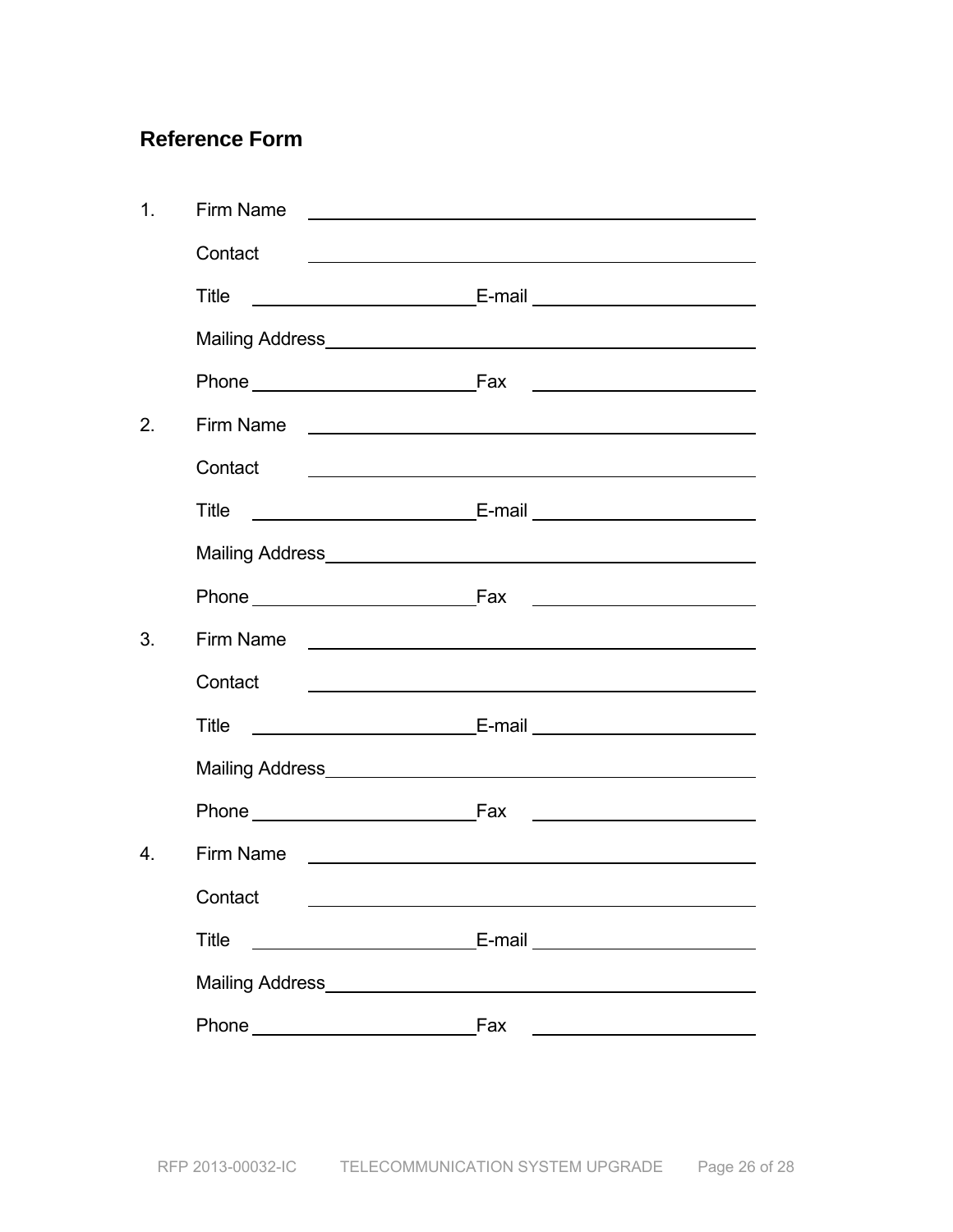## Reference Form

1. Firm Name ______________________________________________

   Contact ______________________________________________

   Title ____________________ E-mail ____________________

   Mailing Address ______________________________________________

   Phone ____________________ Fax ____________________

2. Firm Name ______________________________________________

   Contact ______________________________________________

   Title ____________________ E-mail ____________________

   Mailing Address ______________________________________________

   Phone ____________________ Fax ____________________

3. Firm Name ______________________________________________

   Contact ______________________________________________

   Title ____________________ E-mail ____________________

   Mailing Address ______________________________________________

   Phone ____________________ Fax ____________________

4. Firm Name ______________________________________________

   Contact ______________________________________________

   Title ____________________ E-mail ____________________

   Mailing Address ______________________________________________

   Phone ____________________ Fax ____________________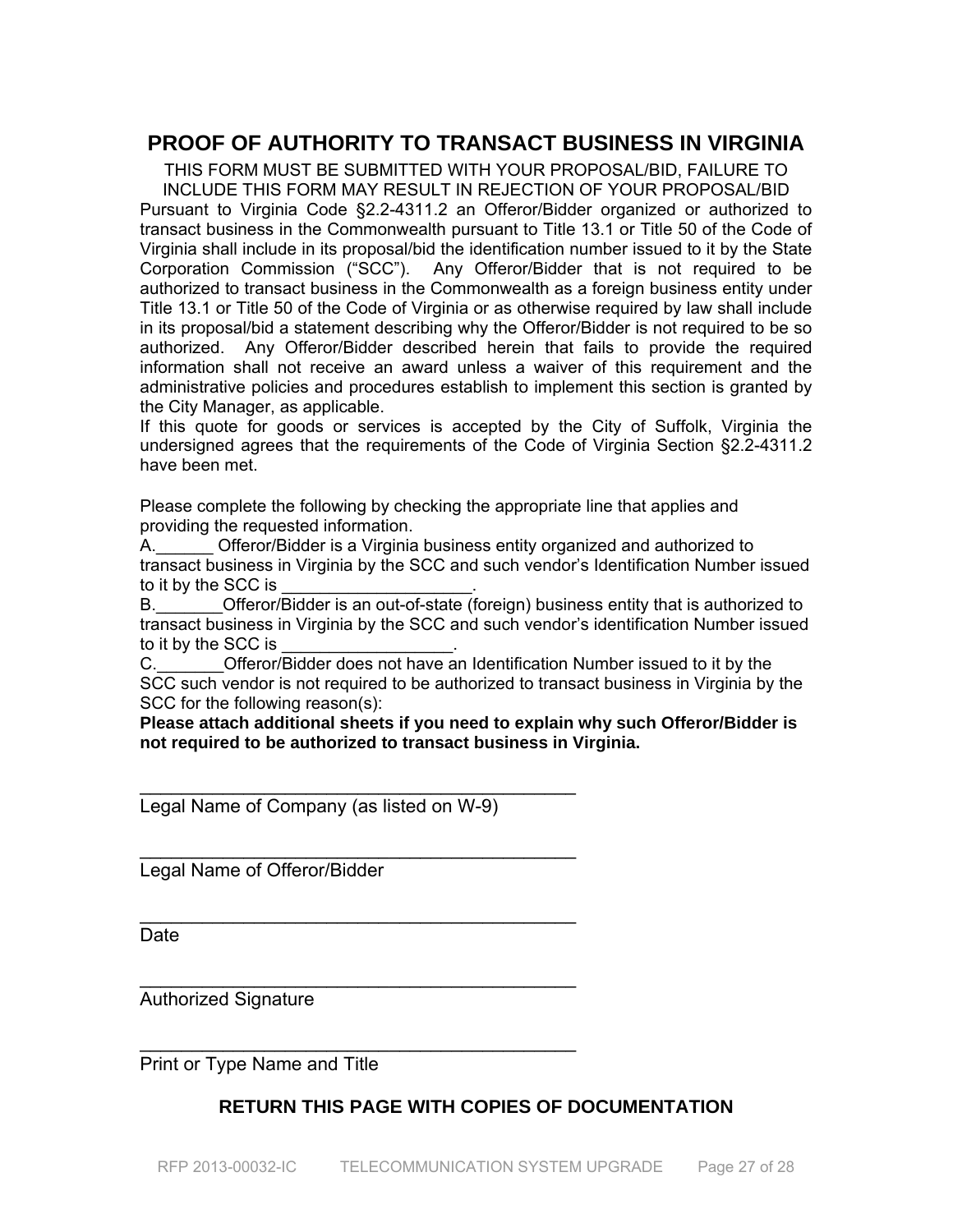# PROOF OF AUTHORITY TO TRANSACT BUSINESS IN VIRGINIA

THIS FORM MUST BE SUBMITTED WITH YOUR PROPOSAL/BID, FAILURE TO INCLUDE THIS FORM MAY RESULT IN REJECTION OF YOUR PROPOSAL/BID

Pursuant to Virginia Code §2.2-4311.2 an Offeror/Bidder organized or authorized to transact business in the Commonwealth pursuant to Title 13.1 or Title 50 of the Code of Virginia shall include in its proposal/bid the identification number issued to it by the State Corporation Commission ("SCC"). Any Offeror/Bidder that is not required to be authorized to transact business in the Commonwealth as a foreign business entity under Title 13.1 or Title 50 of the Code of Virginia or as otherwise required by law shall include in its proposal/bid a statement describing why the Offeror/Bidder is not required to be so authorized. Any Offeror/Bidder described herein that fails to provide the required information shall not receive an award unless a waiver of this requirement and the administrative policies and procedures establish to implement this section is granted by the City Manager, as applicable.

If this quote for goods or services is accepted by the City of Suffolk, Virginia the undersigned agrees that the requirements of the Code of Virginia Section §2.2-4311.2 have been met.

Please complete the following by checking the appropriate line that applies and providing the requested information.

A.______ Offeror/Bidder is a Virginia business entity organized and authorized to transact business in Virginia by the SCC and such vendor's Identification Number issued to it by the SCC is ____________________.

B._______Offeror/Bidder is an out-of-state (foreign) business entity that is authorized to transact business in Virginia by the SCC and such vendor's identification Number issued to it by the SCC is __________________.

C._______Offeror/Bidder does not have an Identification Number issued to it by the SCC such vendor is not required to be authorized to transact business in Virginia by the SCC for the following reason(s):

**Please attach additional sheets if you need to explain why such Offeror/Bidder is not required to be authorized to transact business in Virginia.**

\_\_\_\_\_\_\_\_\_\_\_\_\_\_\_\_\_\_\_\_\_\_\_\_\_\_\_\_\_\_\_\_\_\_\_\_\_\_\_\_\_\_\_\_
Legal Name of Company (as listed on W-9)

\_\_\_\_\_\_\_\_\_\_\_\_\_\_\_\_\_\_\_\_\_\_\_\_\_\_\_\_\_\_\_\_\_\_\_\_\_\_\_\_\_\_\_\_
Legal Name of Offeror/Bidder

\_\_\_\_\_\_\_\_\_\_\_\_\_\_\_\_\_\_\_\_\_\_\_\_\_\_\_\_\_\_\_\_\_\_\_\_\_\_\_\_\_\_\_\_
Date

\_\_\_\_\_\_\_\_\_\_\_\_\_\_\_\_\_\_\_\_\_\_\_\_\_\_\_\_\_\_\_\_\_\_\_\_\_\_\_\_\_\_\_\_
Authorized Signature

\_\_\_\_\_\_\_\_\_\_\_\_\_\_\_\_\_\_\_\_\_\_\_\_\_\_\_\_\_\_\_\_\_\_\_\_\_\_\_\_\_\_\_\_
Print or Type Name and Title

**RETURN THIS PAGE WITH COPIES OF DOCUMENTATION**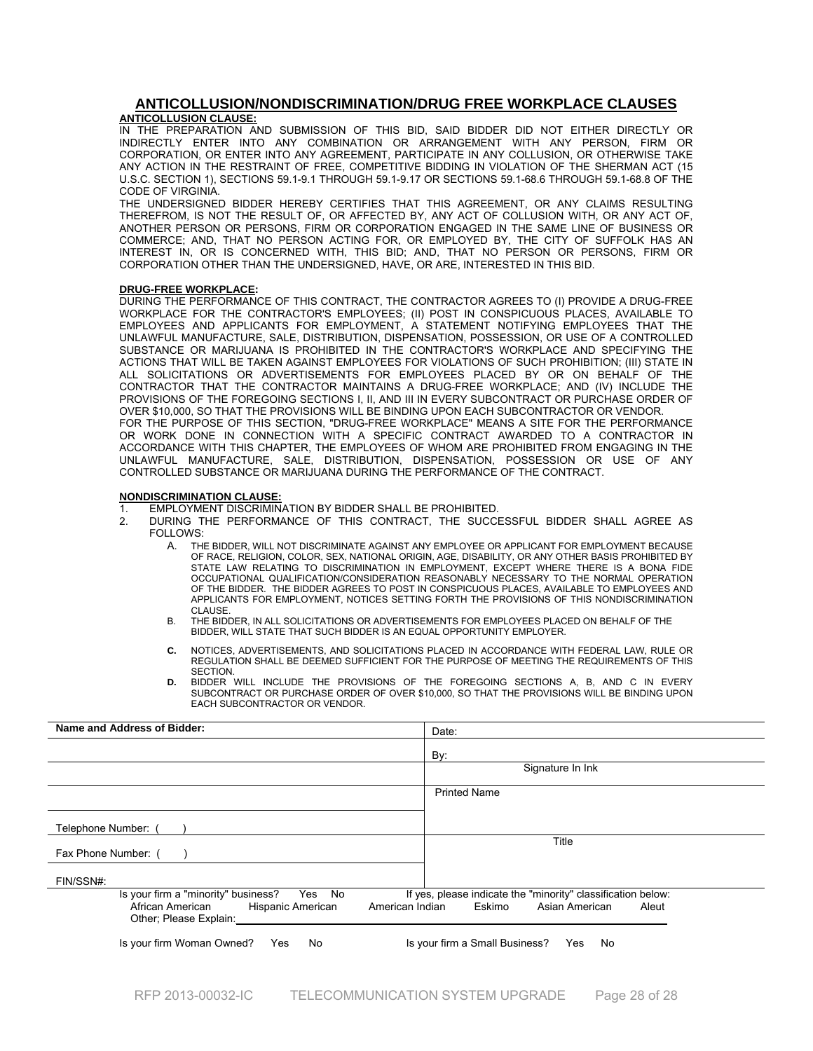# ANTICOLLUSION/NONDISCRIMINATION/DRUG FREE WORKPLACE CLAUSES

**ANTICOLLUSION CLAUSE:**

IN THE PREPARATION AND SUBMISSION OF THIS BID, SAID BIDDER DID NOT EITHER DIRECTLY OR INDIRECTLY ENTER INTO ANY COMBINATION OR ARRANGEMENT WITH ANY PERSON, FIRM OR CORPORATION, OR ENTER INTO ANY AGREEMENT, PARTICIPATE IN ANY COLLUSION, OR OTHERWISE TAKE ANY ACTION IN THE RESTRAINT OF FREE, COMPETITIVE BIDDING IN VIOLATION OF THE SHERMAN ACT (15 U.S.C. SECTION 1), SECTIONS 59.1-9.1 THROUGH 59.1-9.17 OR SECTIONS 59.1-68.6 THROUGH 59.1-68.8 OF THE CODE OF VIRGINIA.

THE UNDERSIGNED BIDDER HEREBY CERTIFIES THAT THIS AGREEMENT, OR ANY CLAIMS RESULTING THEREFROM, IS NOT THE RESULT OF, OR AFFECTED BY, ANY ACT OF COLLUSION WITH, OR ANY ACT OF, ANOTHER PERSON OR PERSONS, FIRM OR CORPORATION ENGAGED IN THE SAME LINE OF BUSINESS OR COMMERCE; AND, THAT NO PERSON ACTING FOR, OR EMPLOYED BY, THE CITY OF SUFFOLK HAS AN INTEREST IN, OR IS CONCERNED WITH, THIS BID; AND, THAT NO PERSON OR PERSONS, FIRM OR CORPORATION OTHER THAN THE UNDERSIGNED, HAVE, OR ARE, INTERESTED IN THIS BID.

**DRUG-FREE WORKPLACE:**

DURING THE PERFORMANCE OF THIS CONTRACT, THE CONTRACTOR AGREES TO (I) PROVIDE A DRUG-FREE WORKPLACE FOR THE CONTRACTOR'S EMPLOYEES; (II) POST IN CONSPICUOUS PLACES, AVAILABLE TO EMPLOYEES AND APPLICANTS FOR EMPLOYMENT, A STATEMENT NOTIFYING EMPLOYEES THAT THE UNLAWFUL MANUFACTURE, SALE, DISTRIBUTION, DISPENSATION, POSSESSION, OR USE OF A CONTROLLED SUBSTANCE OR MARIJUANA IS PROHIBITED IN THE CONTRACTOR'S WORKPLACE AND SPECIFYING THE ACTIONS THAT WILL BE TAKEN AGAINST EMPLOYEES FOR VIOLATIONS OF SUCH PROHIBITION; (III) STATE IN ALL SOLICITATIONS OR ADVERTISEMENTS FOR EMPLOYEES PLACED BY OR ON BEHALF OF THE CONTRACTOR THAT THE CONTRACTOR MAINTAINS A DRUG-FREE WORKPLACE; AND (IV) INCLUDE THE PROVISIONS OF THE FOREGOING SECTIONS I, II, AND III IN EVERY SUBCONTRACT OR PURCHASE ORDER OF OVER $10,000, SO THAT THE PROVISIONS WILL BE BINDING UPON EACH SUBCONTRACTOR OR VENDOR.

FOR THE PURPOSE OF THIS SECTION, "DRUG-FREE WORKPLACE" MEANS A SITE FOR THE PERFORMANCE OR WORK DONE IN CONNECTION WITH A SPECIFIC CONTRACT AWARDED TO A CONTRACTOR IN ACCORDANCE WITH THIS CHAPTER, THE EMPLOYEES OF WHOM ARE PROHIBITED FROM ENGAGING IN THE UNLAWFUL MANUFACTURE, SALE, DISTRIBUTION, DISPENSATION, POSSESSION OR USE OF ANY CONTROLLED SUBSTANCE OR MARIJUANA DURING THE PERFORMANCE OF THE CONTRACT.

**NONDISCRIMINATION CLAUSE:**

1. EMPLOYMENT DISCRIMINATION BY BIDDER SHALL BE PROHIBITED.
2. DURING THE PERFORMANCE OF THIS CONTRACT, THE SUCCESSFUL BIDDER SHALL AGREE AS FOLLOWS:
   - A. THE BIDDER, WILL NOT DISCRIMINATE AGAINST ANY EMPLOYEE OR APPLICANT FOR EMPLOYMENT BECAUSE OF RACE, RELIGION, COLOR, SEX, NATIONAL ORIGIN, AGE, DISABILITY, OR ANY OTHER BASIS PROHIBITED BY STATE LAW RELATING TO DISCRIMINATION IN EMPLOYMENT, EXCEPT WHERE THERE IS A BONA FIDE OCCUPATIONAL QUALIFICATION/CONSIDERATION REASONABLY NECESSARY TO THE NORMAL OPERATION OF THE BIDDER. THE BIDDER AGREES TO POST IN CONSPICUOUS PLACES, AVAILABLE TO EMPLOYEES AND APPLICANTS FOR EMPLOYMENT, NOTICES SETTING FORTH THE PROVISIONS OF THIS NONDISCRIMINATION CLAUSE.
   - B. THE BIDDER, IN ALL SOLICITATIONS OR ADVERTISEMENTS FOR EMPLOYEES PLACED ON BEHALF OF THE BIDDER, WILL STATE THAT SUCH BIDDER IS AN EQUAL OPPORTUNITY EMPLOYER.
   - **C.** NOTICES, ADVERTISEMENTS, AND SOLICITATIONS PLACED IN ACCORDANCE WITH FEDERAL LAW, RULE OR REGULATION SHALL BE DEEMED SUFFICIENT FOR THE PURPOSE OF MEETING THE REQUIREMENTS OF THIS SECTION.
   - **D.** BIDDER WILL INCLUDE THE PROVISIONS OF THE FOREGOING SECTIONS A, B, AND C IN EVERY SUBCONTRACT OR PURCHASE ORDER OF OVER $10,000, SO THAT THE PROVISIONS WILL BE BINDING UPON EACH SUBCONTRACTOR OR VENDOR.

| | |
|---|---|
| **Name and Address of Bidder:** | Date: |
| | By: |
| | Signature In Ink |
| | Printed Name |
| Telephone Number: ( ) | |
| Fax Phone Number: ( ) | Title |
| FIN/SSN#: | |

Is your firm a "minority" business? Yes No

If yes, please indicate the "minority" classification below:

African American Hispanic American American Indian Eskimo Asian American Aleut

Other; Please Explain:

Is your firm Woman Owned? Yes No

Is your firm a Small Business? Yes No